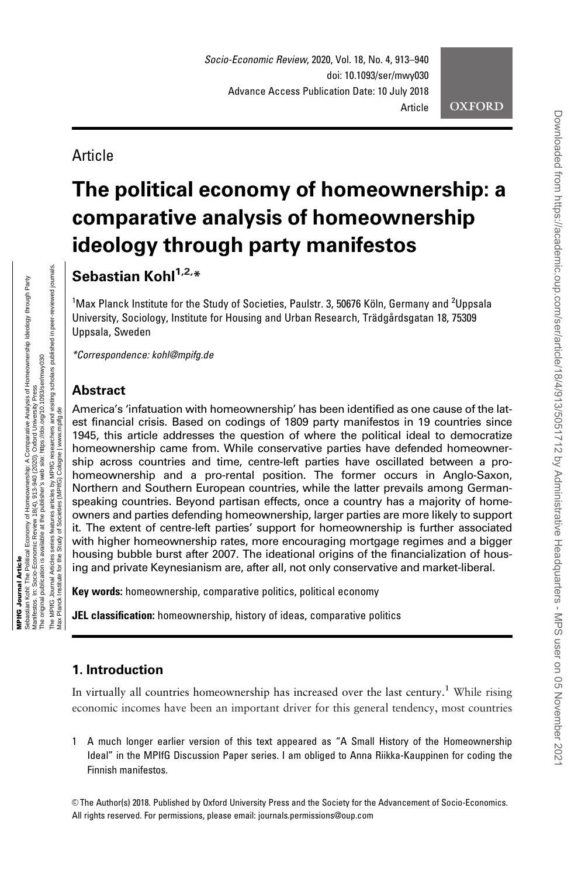Article

# The political economy of homeownership: a comparative analysis of homeownership ideology through party manifestos

**Sebastian Kohl[1,2,*]**

[1]Max Planck Institute for the Study of Societies, Paulstr. 3, 50676 Köln, Germany and [2]Uppsala University, Sociology, Institute for Housing and Urban Research, Trädgårdsgatan 18, 75309 Uppsala, Sweden

*Correspondence: kohl@mpifg.de

## Abstract

America's 'infatuation with homeownership' has been identified as one cause of the latest financial crisis. Based on codings of 1809 party manifestos in 19 countries since 1945, this article addresses the question of where the political ideal to democratize homeownership came from. While conservative parties have defended homeownership across countries and time, centre-left parties have oscillated between a pro-homeownership and a pro-rental position. The former occurs in Anglo-Saxon, Northern and Southern European countries, while the latter prevails among German-speaking countries. Beyond partisan effects, once a country has a majority of homeowners and parties defending homeownership, larger parties are more likely to support it. The extent of centre-left parties' support for homeownership is further associated with higher homeownership rates, more encouraging mortgage regimes and a bigger housing bubble burst after 2007. The ideational origins of the financialization of housing and private Keynesianism are, after all, not only conservative and market-liberal.

**Key words:** homeownership, comparative politics, political economy

**JEL classification:** homeownership, history of ideas, comparative politics

## 1. Introduction

In virtually all countries homeownership has increased over the last century.[1] While rising economic incomes have been an important driver for this general tendency, most countries

1 A much longer earlier version of this text appeared as "A Small History of the Homeownership Ideal" in the MPIfG Discussion Paper series. I am obliged to Anna Riikka-Kauppinen for coding the Finnish manifestos.

© The Author(s) 2018. Published by Oxford University Press and the Society for the Advancement of Socio-Economics. All rights reserved. For permissions, please email: journals.permissions@oup.com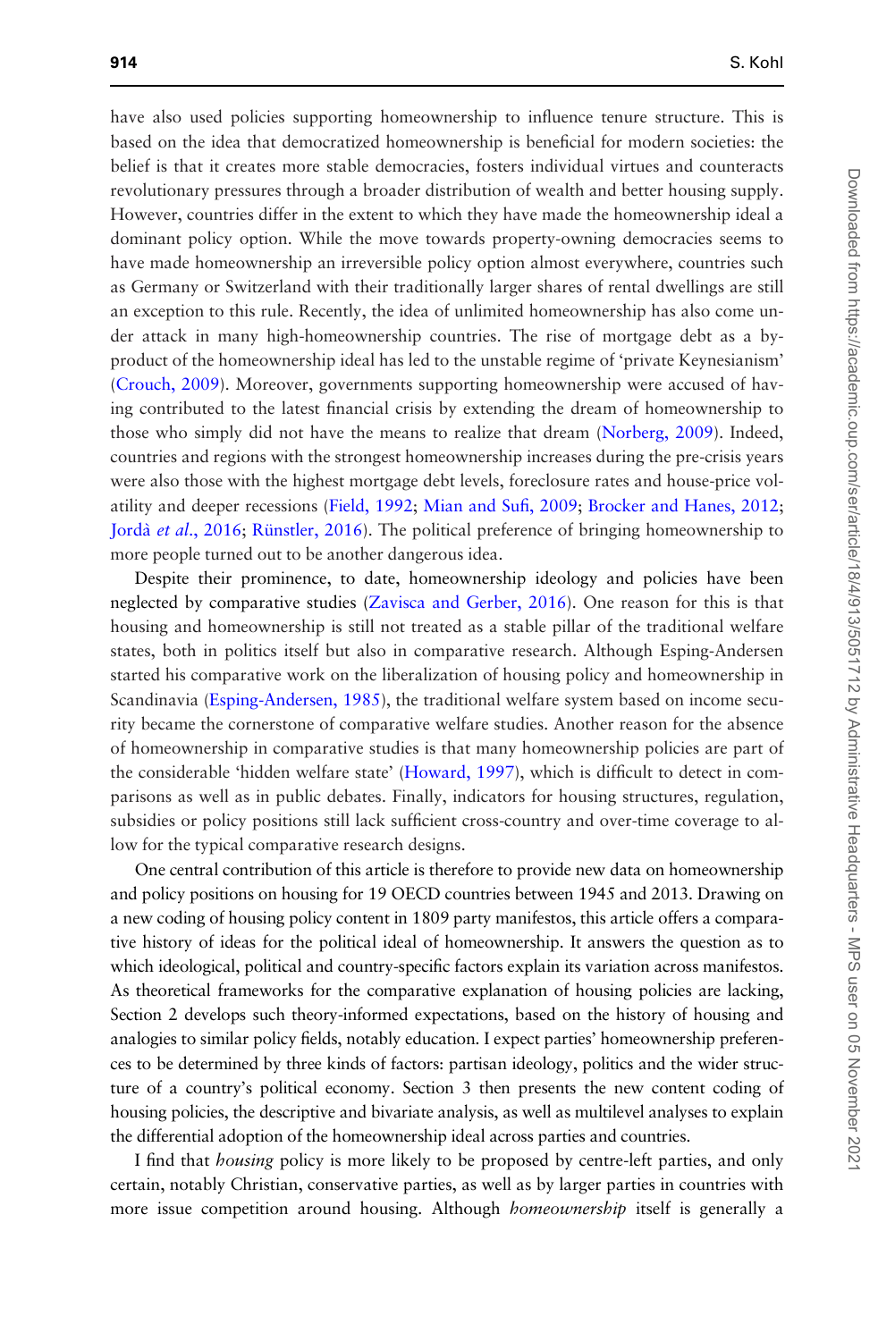have also used policies supporting homeownership to influence tenure structure. This is based on the idea that democratized homeownership is beneficial for modern societies: the belief is that it creates more stable democracies, fosters individual virtues and counteracts revolutionary pressures through a broader distribution of wealth and better housing supply. However, countries differ in the extent to which they have made the homeownership ideal a dominant policy option. While the move towards property-owning democracies seems to have made homeownership an irreversible policy option almost everywhere, countries such as Germany or Switzerland with their traditionally larger shares of rental dwellings are still an exception to this rule. Recently, the idea of unlimited homeownership has also come under attack in many high-homeownership countries. The rise of mortgage debt as a by-product of the homeownership ideal has led to the unstable regime of 'private Keynesianism' (Crouch, 2009). Moreover, governments supporting homeownership were accused of having contributed to the latest financial crisis by extending the dream of homeownership to those who simply did not have the means to realize that dream (Norberg, 2009). Indeed, countries and regions with the strongest homeownership increases during the pre-crisis years were also those with the highest mortgage debt levels, foreclosure rates and house-price volatility and deeper recessions (Field, 1992; Mian and Sufi, 2009; Brocker and Hanes, 2012; Jordà *et al*., 2016; Rünstler, 2016). The political preference of bringing homeownership to more people turned out to be another dangerous idea.

Despite their prominence, to date, homeownership ideology and policies have been neglected by comparative studies (Zavisca and Gerber, 2016). One reason for this is that housing and homeownership is still not treated as a stable pillar of the traditional welfare states, both in politics itself but also in comparative research. Although Esping-Andersen started his comparative work on the liberalization of housing policy and homeownership in Scandinavia (Esping-Andersen, 1985), the traditional welfare system based on income security became the cornerstone of comparative welfare studies. Another reason for the absence of homeownership in comparative studies is that many homeownership policies are part of the considerable 'hidden welfare state' (Howard, 1997), which is difficult to detect in comparisons as well as in public debates. Finally, indicators for housing structures, regulation, subsidies or policy positions still lack sufficient cross-country and over-time coverage to allow for the typical comparative research designs.

One central contribution of this article is therefore to provide new data on homeownership and policy positions on housing for 19 OECD countries between 1945 and 2013. Drawing on a new coding of housing policy content in 1809 party manifestos, this article offers a comparative history of ideas for the political ideal of homeownership. It answers the question as to which ideological, political and country-specific factors explain its variation across manifestos. As theoretical frameworks for the comparative explanation of housing policies are lacking, Section 2 develops such theory-informed expectations, based on the history of housing and analogies to similar policy fields, notably education. I expect parties' homeownership preferences to be determined by three kinds of factors: partisan ideology, politics and the wider structure of a country's political economy. Section 3 then presents the new content coding of housing policies, the descriptive and bivariate analysis, as well as multilevel analyses to explain the differential adoption of the homeownership ideal across parties and countries.

I find that *housing* policy is more likely to be proposed by centre-left parties, and only certain, notably Christian, conservative parties, as well as by larger parties in countries with more issue competition around housing. Although *homeownership* itself is generally a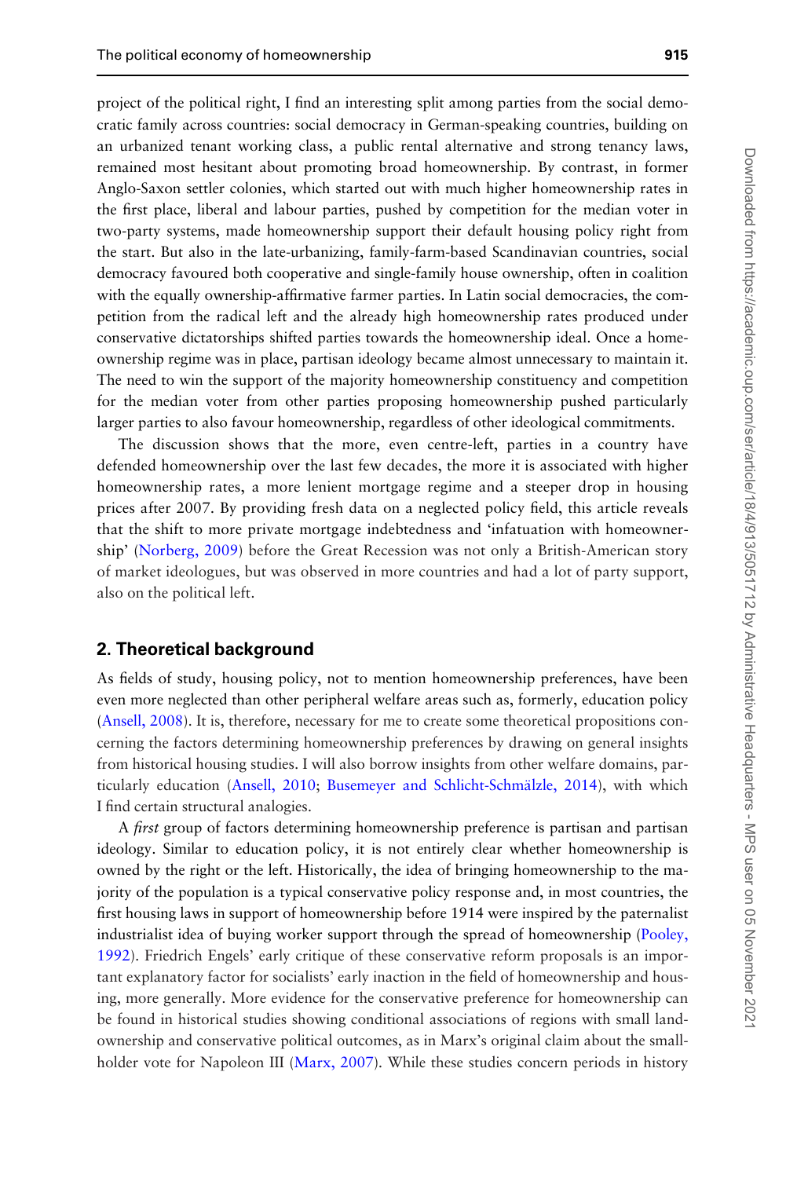project of the political right, I find an interesting split among parties from the social democratic family across countries: social democracy in German-speaking countries, building on an urbanized tenant working class, a public rental alternative and strong tenancy laws, remained most hesitant about promoting broad homeownership. By contrast, in former Anglo-Saxon settler colonies, which started out with much higher homeownership rates in the first place, liberal and labour parties, pushed by competition for the median voter in two-party systems, made homeownership support their default housing policy right from the start. But also in the late-urbanizing, family-farm-based Scandinavian countries, social democracy favoured both cooperative and single-family house ownership, often in coalition with the equally ownership-affirmative farmer parties. In Latin social democracies, the competition from the radical left and the already high homeownership rates produced under conservative dictatorships shifted parties towards the homeownership ideal. Once a homeownership regime was in place, partisan ideology became almost unnecessary to maintain it. The need to win the support of the majority homeownership constituency and competition for the median voter from other parties proposing homeownership pushed particularly larger parties to also favour homeownership, regardless of other ideological commitments.

The discussion shows that the more, even centre-left, parties in a country have defended homeownership over the last few decades, the more it is associated with higher homeownership rates, a more lenient mortgage regime and a steeper drop in housing prices after 2007. By providing fresh data on a neglected policy field, this article reveals that the shift to more private mortgage indebtedness and 'infatuation with homeownership' (Norberg, 2009) before the Great Recession was not only a British-American story of market ideologues, but was observed in more countries and had a lot of party support, also on the political left.

## 2. Theoretical background

As fields of study, housing policy, not to mention homeownership preferences, have been even more neglected than other peripheral welfare areas such as, formerly, education policy (Ansell, 2008). It is, therefore, necessary for me to create some theoretical propositions concerning the factors determining homeownership preferences by drawing on general insights from historical housing studies. I will also borrow insights from other welfare domains, particularly education (Ansell, 2010; Busemeyer and Schlicht-Schmälzle, 2014), with which I find certain structural analogies.

A *first* group of factors determining homeownership preference is partisan and partisan ideology. Similar to education policy, it is not entirely clear whether homeownership is owned by the right or the left. Historically, the idea of bringing homeownership to the majority of the population is a typical conservative policy response and, in most countries, the first housing laws in support of homeownership before 1914 were inspired by the paternalist industrialist idea of buying worker support through the spread of homeownership (Pooley, 1992). Friedrich Engels' early critique of these conservative reform proposals is an important explanatory factor for socialists' early inaction in the field of homeownership and housing, more generally. More evidence for the conservative preference for homeownership can be found in historical studies showing conditional associations of regions with small landownership and conservative political outcomes, as in Marx's original claim about the smallholder vote for Napoleon III (Marx, 2007). While these studies concern periods in history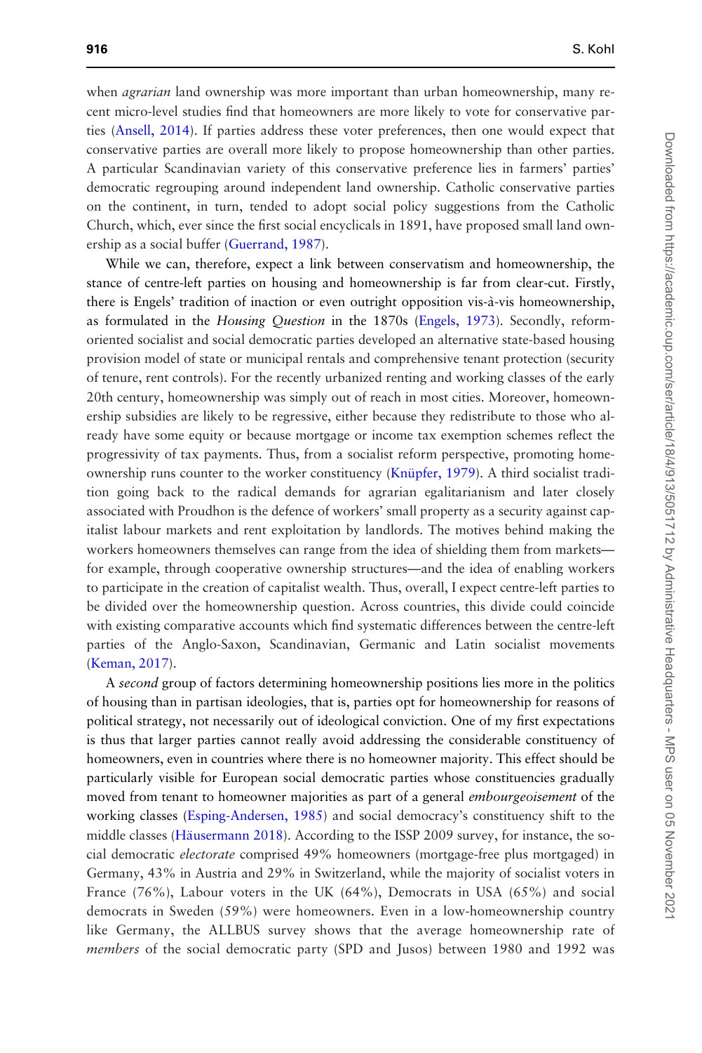when *agrarian* land ownership was more important than urban homeownership, many recent micro-level studies find that homeowners are more likely to vote for conservative parties (Ansell, 2014). If parties address these voter preferences, then one would expect that conservative parties are overall more likely to propose homeownership than other parties. A particular Scandinavian variety of this conservative preference lies in farmers' parties' democratic regrouping around independent land ownership. Catholic conservative parties on the continent, in turn, tended to adopt social policy suggestions from the Catholic Church, which, ever since the first social encyclicals in 1891, have proposed small land ownership as a social buffer (Guerrand, 1987).

While we can, therefore, expect a link between conservatism and homeownership, the stance of centre-left parties on housing and homeownership is far from clear-cut. Firstly, there is Engels' tradition of inaction or even outright opposition vis-à-vis homeownership, as formulated in the *Housing Question* in the 1870s (Engels, 1973). Secondly, reform-oriented socialist and social democratic parties developed an alternative state-based housing provision model of state or municipal rentals and comprehensive tenant protection (security of tenure, rent controls). For the recently urbanized renting and working classes of the early 20th century, homeownership was simply out of reach in most cities. Moreover, homeownership subsidies are likely to be regressive, either because they redistribute to those who already have some equity or because mortgage or income tax exemption schemes reflect the progressivity of tax payments. Thus, from a socialist reform perspective, promoting homeownership runs counter to the worker constituency (Knüpfer, 1979). A third socialist tradition going back to the radical demands for agrarian egalitarianism and later closely associated with Proudhon is the defence of workers' small property as a security against capitalist labour markets and rent exploitation by landlords. The motives behind making the workers homeowners themselves can range from the idea of shielding them from markets—for example, through cooperative ownership structures—and the idea of enabling workers to participate in the creation of capitalist wealth. Thus, overall, I expect centre-left parties to be divided over the homeownership question. Across countries, this divide could coincide with existing comparative accounts which find systematic differences between the centre-left parties of the Anglo-Saxon, Scandinavian, Germanic and Latin socialist movements (Keman, 2017).

A *second* group of factors determining homeownership positions lies more in the politics of housing than in partisan ideologies, that is, parties opt for homeownership for reasons of political strategy, not necessarily out of ideological conviction. One of my first expectations is thus that larger parties cannot really avoid addressing the considerable constituency of homeowners, even in countries where there is no homeowner majority. This effect should be particularly visible for European social democratic parties whose constituencies gradually moved from tenant to homeowner majorities as part of a general *embourgeoisement* of the working classes (Esping-Andersen, 1985) and social democracy's constituency shift to the middle classes (Häusermann 2018). According to the ISSP 2009 survey, for instance, the social democratic *electorate* comprised 49% homeowners (mortgage-free plus mortgaged) in Germany, 43% in Austria and 29% in Switzerland, while the majority of socialist voters in France (76%), Labour voters in the UK (64%), Democrats in USA (65%) and social democrats in Sweden (59%) were homeowners. Even in a low-homeownership country like Germany, the ALLBUS survey shows that the average homeownership rate of *members* of the social democratic party (SPD and Jusos) between 1980 and 1992 was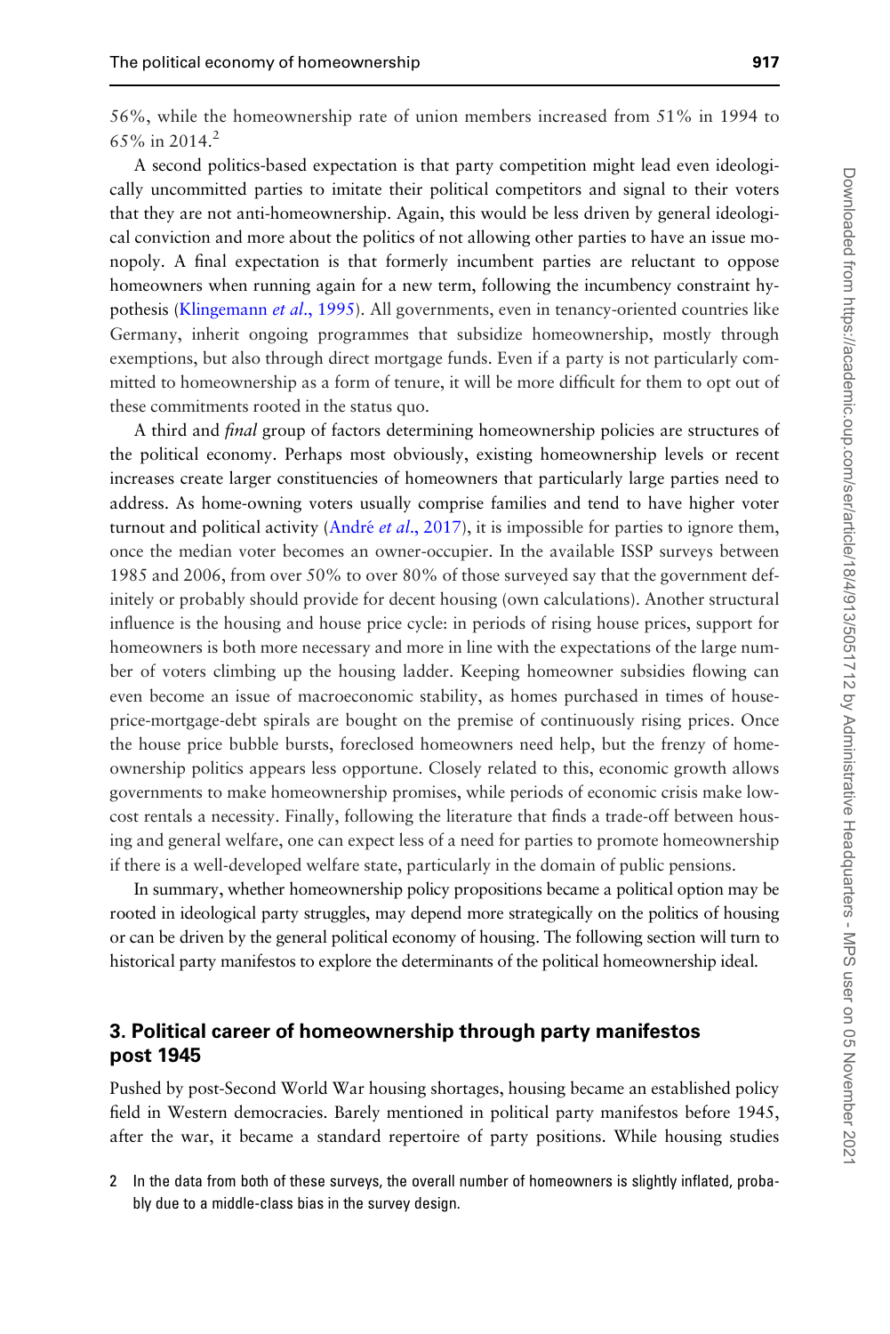56%, while the homeownership rate of union members increased from 51% in 1994 to 65% in 2014.[2]

A second politics-based expectation is that party competition might lead even ideologically uncommitted parties to imitate their political competitors and signal to their voters that they are not anti-homeownership. Again, this would be less driven by general ideological conviction and more about the politics of not allowing other parties to have an issue monopoly. A final expectation is that formerly incumbent parties are reluctant to oppose homeowners when running again for a new term, following the incumbency constraint hypothesis (Klingemann *et al.*, 1995). All governments, even in tenancy-oriented countries like Germany, inherit ongoing programmes that subsidize homeownership, mostly through exemptions, but also through direct mortgage funds. Even if a party is not particularly committed to homeownership as a form of tenure, it will be more difficult for them to opt out of these commitments rooted in the status quo.

A third and *final* group of factors determining homeownership policies are structures of the political economy. Perhaps most obviously, existing homeownership levels or recent increases create larger constituencies of homeowners that particularly large parties need to address. As home-owning voters usually comprise families and tend to have higher voter turnout and political activity (André *et al.*, 2017), it is impossible for parties to ignore them, once the median voter becomes an owner-occupier. In the available ISSP surveys between 1985 and 2006, from over 50% to over 80% of those surveyed say that the government definitely or probably should provide for decent housing (own calculations). Another structural influence is the housing and house price cycle: in periods of rising house prices, support for homeowners is both more necessary and more in line with the expectations of the large number of voters climbing up the housing ladder. Keeping homeowner subsidies flowing can even become an issue of macroeconomic stability, as homes purchased in times of house-price-mortgage-debt spirals are bought on the premise of continuously rising prices. Once the house price bubble bursts, foreclosed homeowners need help, but the frenzy of homeownership politics appears less opportune. Closely related to this, economic growth allows governments to make homeownership promises, while periods of economic crisis make low-cost rentals a necessity. Finally, following the literature that finds a trade-off between housing and general welfare, one can expect less of a need for parties to promote homeownership if there is a well-developed welfare state, particularly in the domain of public pensions.

In summary, whether homeownership policy propositions became a political option may be rooted in ideological party struggles, may depend more strategically on the politics of housing or can be driven by the general political economy of housing. The following section will turn to historical party manifestos to explore the determinants of the political homeownership ideal.

## 3. Political career of homeownership through party manifestos post 1945

Pushed by post-Second World War housing shortages, housing became an established policy field in Western democracies. Barely mentioned in political party manifestos before 1945, after the war, it became a standard repertoire of party positions. While housing studies

2 In the data from both of these surveys, the overall number of homeowners is slightly inflated, probably due to a middle-class bias in the survey design.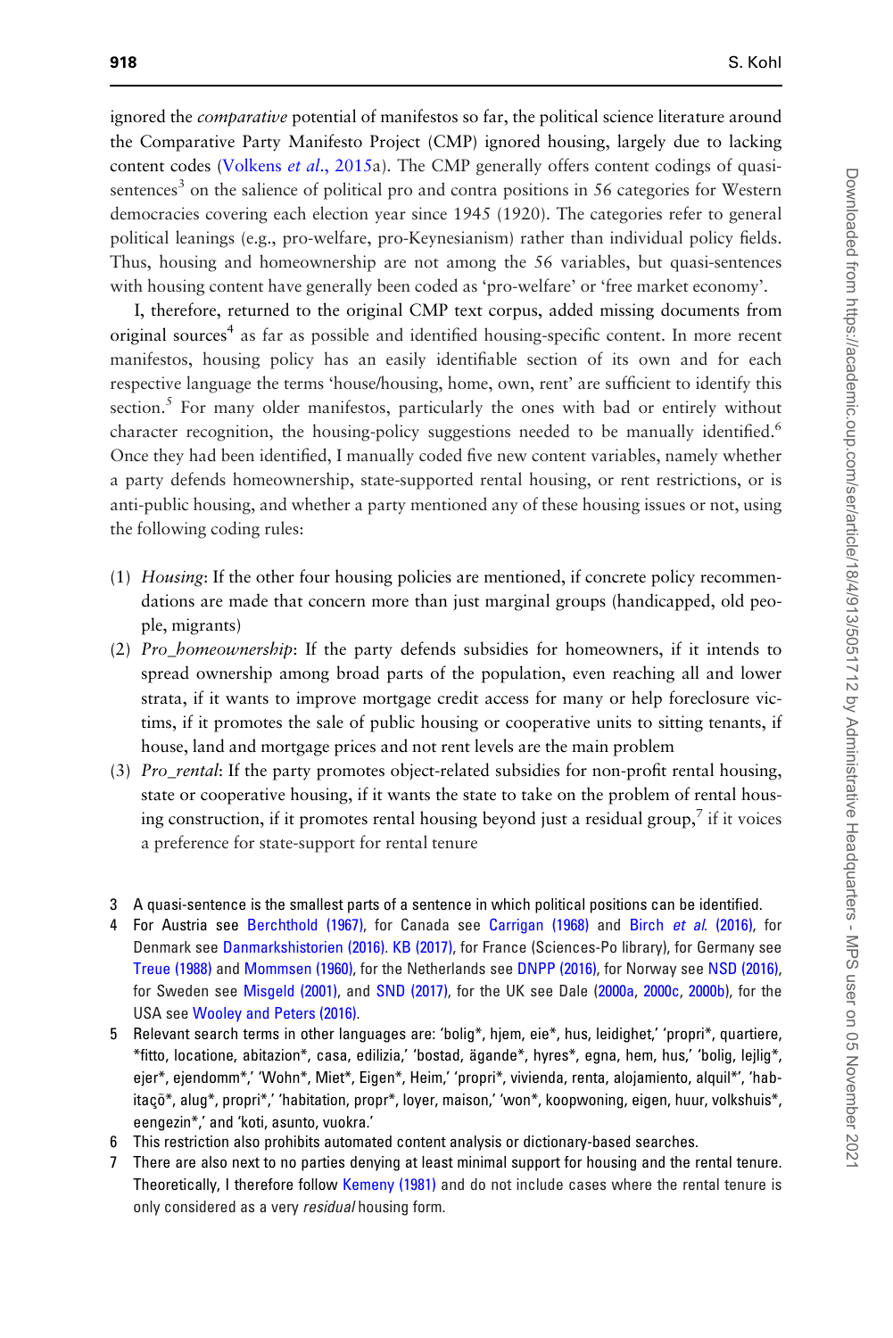ignored the *comparative* potential of manifestos so far, the political science literature around the Comparative Party Manifesto Project (CMP) ignored housing, largely due to lacking content codes (Volkens *et al*., 2015a). The CMP generally offers content codings of quasi-sentences[3] on the salience of political pro and contra positions in 56 categories for Western democracies covering each election year since 1945 (1920). The categories refer to general political leanings (e.g., pro-welfare, pro-Keynesianism) rather than individual policy fields. Thus, housing and homeownership are not among the 56 variables, but quasi-sentences with housing content have generally been coded as 'pro-welfare' or 'free market economy'.

I, therefore, returned to the original CMP text corpus, added missing documents from original sources[4] as far as possible and identified housing-specific content. In more recent manifestos, housing policy has an easily identifiable section of its own and for each respective language the terms 'house/housing, home, own, rent' are sufficient to identify this section.[5] For many older manifestos, particularly the ones with bad or entirely without character recognition, the housing-policy suggestions needed to be manually identified.[6] Once they had been identified, I manually coded five new content variables, namely whether a party defends homeownership, state-supported rental housing, or rent restrictions, or is anti-public housing, and whether a party mentioned any of these housing issues or not, using the following coding rules:

(1) *Housing*: If the other four housing policies are mentioned, if concrete policy recommendations are made that concern more than just marginal groups (handicapped, old people, migrants)
(2) *Pro_homeownership*: If the party defends subsidies for homeowners, if it intends to spread ownership among broad parts of the population, even reaching all and lower strata, if it wants to improve mortgage credit access for many or help foreclosure victims, if it promotes the sale of public housing or cooperative units to sitting tenants, if house, land and mortgage prices and not rent levels are the main problem
(3) *Pro_rental*: If the party promotes object-related subsidies for non-profit rental housing, state or cooperative housing, if it wants the state to take on the problem of rental housing construction, if it promotes rental housing beyond just a residual group,[7] if it voices a preference for state-support for rental tenure

3 A quasi-sentence is the smallest parts of a sentence in which political positions can be identified.

4 For Austria see Berchthold (1967), for Canada see Carrigan (1968) and Birch *et al*. (2016), for Denmark see Danmarkshistorien (2016). KB (2017), for France (Sciences-Po library), for Germany see Treue (1988) and Mommsen (1960), for the Netherlands see DNPP (2016), for Norway see NSD (2016), for Sweden see Misgeld (2001), and SND (2017), for the UK see Dale (2000a, 2000c, 2000b), for the USA see Wooley and Peters (2016).

5 Relevant search terms in other languages are: 'bolig*, hjem, eie*, hus, leidighet,' 'propri*, quartiere, *fitto, locatione, abitazion*, casa, edilizia,' 'bostad, ägande*, hyres*, egna, hem, hus,' 'bolig, lejlig*, ejer*, ejendomm*,' 'Wohn*, Miet*, Eigen*, Heim,' 'propri*, vivienda, renta, alojamiento, alquil*', 'habitaçõ*, alug*, propri*,' 'habitation, propr*, loyer, maison,' 'won*, koopwoning, eigen, huur, volkshuis*, eengezin*,' and 'koti, asunto, vuokra.'

6 This restriction also prohibits automated content analysis or dictionary-based searches.

7 There are also next to no parties denying at least minimal support for housing and the rental tenure. Theoretically, I therefore follow Kemeny (1981) and do not include cases where the rental tenure is only considered as a very *residual* housing form.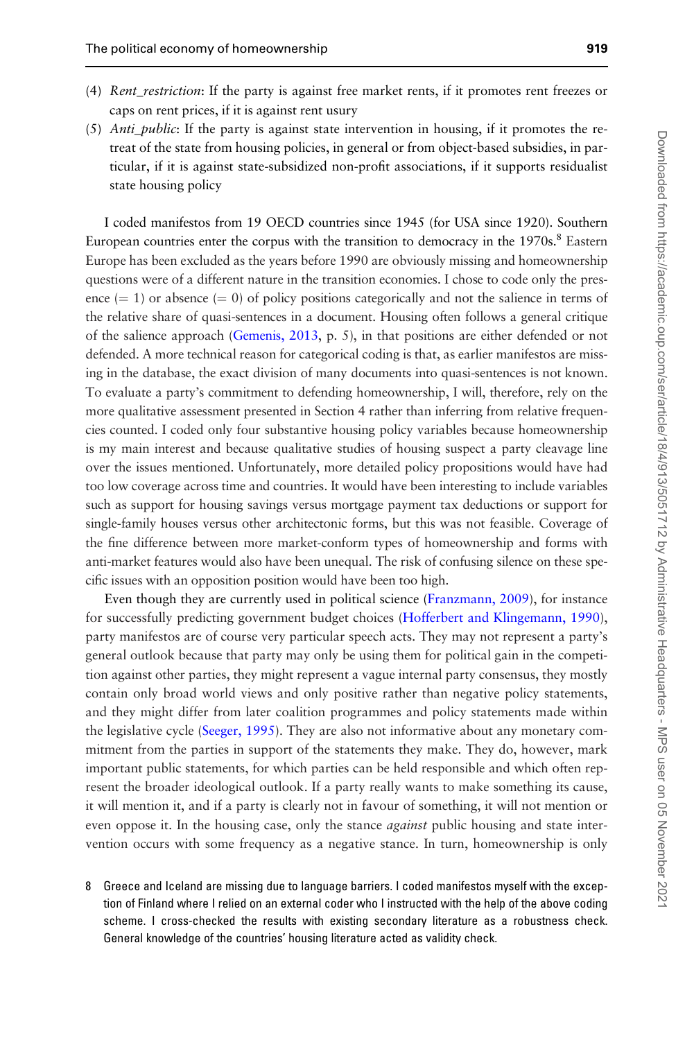(4) *Rent_restriction*: If the party is against free market rents, if it promotes rent freezes or caps on rent prices, if it is against rent usury

(5) *Anti_public*: If the party is against state intervention in housing, if it promotes the retreat of the state from housing policies, in general or from object-based subsidies, in particular, if it is against state-subsidized non-profit associations, if it supports residualist state housing policy

I coded manifestos from 19 OECD countries since 1945 (for USA since 1920). Southern European countries enter the corpus with the transition to democracy in the 1970s.[8] Eastern Europe has been excluded as the years before 1990 are obviously missing and homeownership questions were of a different nature in the transition economies. I chose to code only the presence (= 1) or absence (= 0) of policy positions categorically and not the salience in terms of the relative share of quasi-sentences in a document. Housing often follows a general critique of the salience approach (Gemenis, 2013, p. 5), in that positions are either defended or not defended. A more technical reason for categorical coding is that, as earlier manifestos are missing in the database, the exact division of many documents into quasi-sentences is not known. To evaluate a party's commitment to defending homeownership, I will, therefore, rely on the more qualitative assessment presented in Section 4 rather than inferring from relative frequencies counted. I coded only four substantive housing policy variables because homeownership is my main interest and because qualitative studies of housing suspect a party cleavage line over the issues mentioned. Unfortunately, more detailed policy propositions would have had too low coverage across time and countries. It would have been interesting to include variables such as support for housing savings versus mortgage payment tax deductions or support for single-family houses versus other architectonic forms, but this was not feasible. Coverage of the fine difference between more market-conform types of homeownership and forms with anti-market features would also have been unequal. The risk of confusing silence on these specific issues with an opposition position would have been too high.

Even though they are currently used in political science (Franzmann, 2009), for instance for successfully predicting government budget choices (Hofferbert and Klingemann, 1990), party manifestos are of course very particular speech acts. They may not represent a party's general outlook because that party may only be using them for political gain in the competition against other parties, they might represent a vague internal party consensus, they mostly contain only broad world views and only positive rather than negative policy statements, and they might differ from later coalition programmes and policy statements made within the legislative cycle (Seeger, 1995). They are also not informative about any monetary commitment from the parties in support of the statements they make. They do, however, mark important public statements, for which parties can be held responsible and which often represent the broader ideological outlook. If a party really wants to make something its cause, it will mention it, and if a party is clearly not in favour of something, it will not mention or even oppose it. In the housing case, only the stance *against* public housing and state intervention occurs with some frequency as a negative stance. In turn, homeownership is only

8 Greece and Iceland are missing due to language barriers. I coded manifestos myself with the exception of Finland where I relied on an external coder who I instructed with the help of the above coding scheme. I cross-checked the results with existing secondary literature as a robustness check. General knowledge of the countries' housing literature acted as validity check.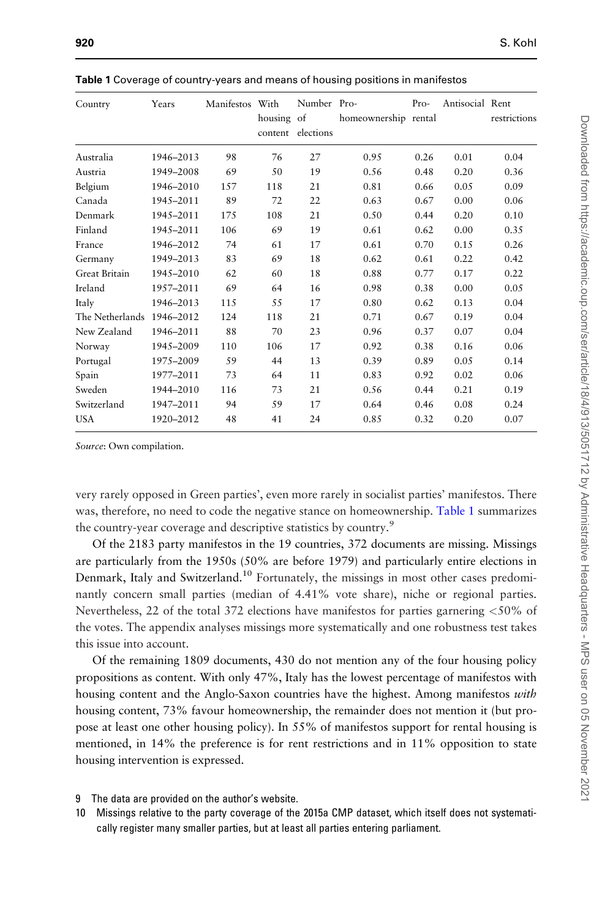**Table 1** Coverage of country-years and means of housing positions in manifestos

| Country | Years | Manifestos | With housing content | Number of elections | Pro-homeownership | Pro-rental | Antisocial | Rent restrictions |
|---|---|---|---|---|---|---|---|---|
| Australia | 1946–2013 | 98 | 76 | 27 | 0.95 | 0.26 | 0.01 | 0.04 |
| Austria | 1949–2008 | 69 | 50 | 19 | 0.56 | 0.48 | 0.20 | 0.36 |
| Belgium | 1946–2010 | 157 | 118 | 21 | 0.81 | 0.66 | 0.05 | 0.09 |
| Canada | 1945–2011 | 89 | 72 | 22 | 0.63 | 0.67 | 0.00 | 0.06 |
| Denmark | 1945–2011 | 175 | 108 | 21 | 0.50 | 0.44 | 0.20 | 0.10 |
| Finland | 1945–2011 | 106 | 69 | 19 | 0.61 | 0.62 | 0.00 | 0.35 |
| France | 1946–2012 | 74 | 61 | 17 | 0.61 | 0.70 | 0.15 | 0.26 |
| Germany | 1949–2013 | 83 | 69 | 18 | 0.62 | 0.61 | 0.22 | 0.42 |
| Great Britain | 1945–2010 | 62 | 60 | 18 | 0.88 | 0.77 | 0.17 | 0.22 |
| Ireland | 1957–2011 | 69 | 64 | 16 | 0.98 | 0.38 | 0.00 | 0.05 |
| Italy | 1946–2013 | 115 | 55 | 17 | 0.80 | 0.62 | 0.13 | 0.04 |
| The Netherlands | 1946–2012 | 124 | 118 | 21 | 0.71 | 0.67 | 0.19 | 0.04 |
| New Zealand | 1946–2011 | 88 | 70 | 23 | 0.96 | 0.37 | 0.07 | 0.04 |
| Norway | 1945–2009 | 110 | 106 | 17 | 0.92 | 0.38 | 0.16 | 0.06 |
| Portugal | 1975–2009 | 59 | 44 | 13 | 0.39 | 0.89 | 0.05 | 0.14 |
| Spain | 1977–2011 | 73 | 64 | 11 | 0.83 | 0.92 | 0.02 | 0.06 |
| Sweden | 1944–2010 | 116 | 73 | 21 | 0.56 | 0.44 | 0.21 | 0.19 |
| Switzerland | 1947–2011 | 94 | 59 | 17 | 0.64 | 0.46 | 0.08 | 0.24 |
| USA | 1920–2012 | 48 | 41 | 24 | 0.85 | 0.32 | 0.20 | 0.07 |

*Source*: Own compilation.

very rarely opposed in Green parties', even more rarely in socialist parties' manifestos. There was, therefore, no need to code the negative stance on homeownership. Table 1 summarizes the country-year coverage and descriptive statistics by country.[9]

Of the 2183 party manifestos in the 19 countries, 372 documents are missing. Missings are particularly from the 1950s (50% are before 1979) and particularly entire elections in Denmark, Italy and Switzerland.[10] Fortunately, the missings in most other cases predominantly concern small parties (median of 4.41% vote share), niche or regional parties. Nevertheless, 22 of the total 372 elections have manifestos for parties garnering <50% of the votes. The appendix analyses missings more systematically and one robustness test takes this issue into account.

Of the remaining 1809 documents, 430 do not mention any of the four housing policy propositions as content. With only 47%, Italy has the lowest percentage of manifestos with housing content and the Anglo-Saxon countries have the highest. Among manifestos *with* housing content, 73% favour homeownership, the remainder does not mention it (but propose at least one other housing policy). In 55% of manifestos support for rental housing is mentioned, in 14% the preference is for rent restrictions and in 11% opposition to state housing intervention is expressed.

9 The data are provided on the author's website.

10 Missings relative to the party coverage of the 2015a CMP dataset, which itself does not systematically register many smaller parties, but at least all parties entering parliament.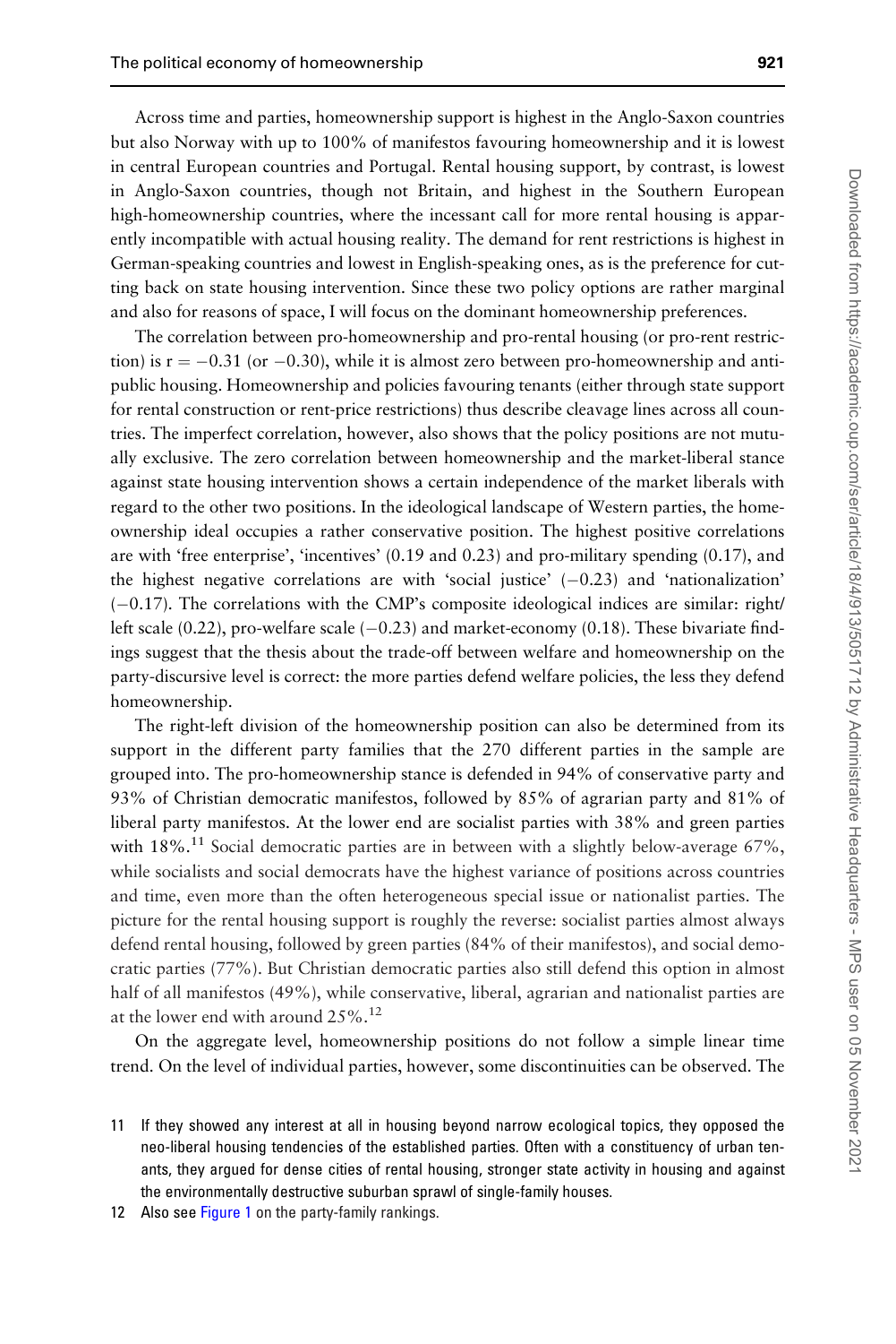Across time and parties, homeownership support is highest in the Anglo-Saxon countries but also Norway with up to 100% of manifestos favouring homeownership and it is lowest in central European countries and Portugal. Rental housing support, by contrast, is lowest in Anglo-Saxon countries, though not Britain, and highest in the Southern European high-homeownership countries, where the incessant call for more rental housing is apparently incompatible with actual housing reality. The demand for rent restrictions is highest in German-speaking countries and lowest in English-speaking ones, as is the preference for cutting back on state housing intervention. Since these two policy options are rather marginal and also for reasons of space, I will focus on the dominant homeownership preferences.

The correlation between pro-homeownership and pro-rental housing (or pro-rent restriction) is $r = -0.31$ (or $-0.30$), while it is almost zero between pro-homeownership and anti-public housing. Homeownership and policies favouring tenants (either through state support for rental construction or rent-price restrictions) thus describe cleavage lines across all countries. The imperfect correlation, however, also shows that the policy positions are not mutually exclusive. The zero correlation between homeownership and the market-liberal stance against state housing intervention shows a certain independence of the market liberals with regard to the other two positions. In the ideological landscape of Western parties, the homeownership ideal occupies a rather conservative position. The highest positive correlations are with 'free enterprise', 'incentives' (0.19 and 0.23) and pro-military spending (0.17), and the highest negative correlations are with 'social justice' ($-0.23$) and 'nationalization' ($-0.17$). The correlations with the CMP's composite ideological indices are similar: right/left scale (0.22), pro-welfare scale ($-0.23$) and market-economy (0.18). These bivariate findings suggest that the thesis about the trade-off between welfare and homeownership on the party-discursive level is correct: the more parties defend welfare policies, the less they defend homeownership.

The right-left division of the homeownership position can also be determined from its support in the different party families that the 270 different parties in the sample are grouped into. The pro-homeownership stance is defended in 94% of conservative party and 93% of Christian democratic manifestos, followed by 85% of agrarian party and 81% of liberal party manifestos. At the lower end are socialist parties with 38% and green parties with 18%.[11] Social democratic parties are in between with a slightly below-average 67%, while socialists and social democrats have the highest variance of positions across countries and time, even more than the often heterogeneous special issue or nationalist parties. The picture for the rental housing support is roughly the reverse: socialist parties almost always defend rental housing, followed by green parties (84% of their manifestos), and social democratic parties (77%). But Christian democratic parties also still defend this option in almost half of all manifestos (49%), while conservative, liberal, agrarian and nationalist parties are at the lower end with around 25%.[12]

On the aggregate level, homeownership positions do not follow a simple linear time trend. On the level of individual parties, however, some discontinuities can be observed. The

11 If they showed any interest at all in housing beyond narrow ecological topics, they opposed the neo-liberal housing tendencies of the established parties. Often with a constituency of urban tenants, they argued for dense cities of rental housing, stronger state activity in housing and against the environmentally destructive suburban sprawl of single-family houses.

12 Also see Figure 1 on the party-family rankings.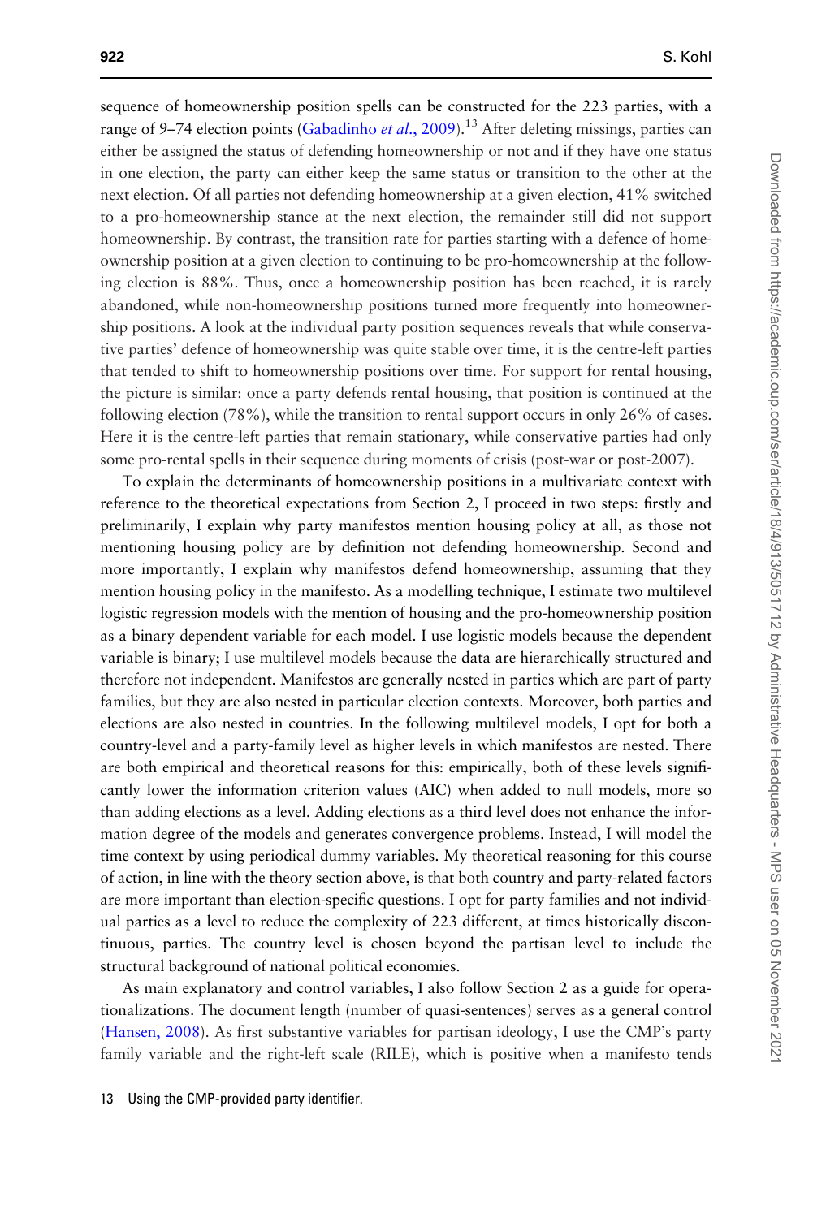sequence of homeownership position spells can be constructed for the 223 parties, with a range of 9–74 election points (Gabadinho *et al.*, 2009).[13] After deleting missings, parties can either be assigned the status of defending homeownership or not and if they have one status in one election, the party can either keep the same status or transition to the other at the next election. Of all parties not defending homeownership at a given election, 41% switched to a pro-homeownership stance at the next election, the remainder still did not support homeownership. By contrast, the transition rate for parties starting with a defence of homeownership position at a given election to continuing to be pro-homeownership at the following election is 88%. Thus, once a homeownership position has been reached, it is rarely abandoned, while non-homeownership positions turned more frequently into homeownership positions. A look at the individual party position sequences reveals that while conservative parties' defence of homeownership was quite stable over time, it is the centre-left parties that tended to shift to homeownership positions over time. For support for rental housing, the picture is similar: once a party defends rental housing, that position is continued at the following election (78%), while the transition to rental support occurs in only 26% of cases. Here it is the centre-left parties that remain stationary, while conservative parties had only some pro-rental spells in their sequence during moments of crisis (post-war or post-2007).

To explain the determinants of homeownership positions in a multivariate context with reference to the theoretical expectations from Section 2, I proceed in two steps: firstly and preliminarily, I explain why party manifestos mention housing policy at all, as those not mentioning housing policy are by definition not defending homeownership. Second and more importantly, I explain why manifestos defend homeownership, assuming that they mention housing policy in the manifesto. As a modelling technique, I estimate two multilevel logistic regression models with the mention of housing and the pro-homeownership position as a binary dependent variable for each model. I use logistic models because the dependent variable is binary; I use multilevel models because the data are hierarchically structured and therefore not independent. Manifestos are generally nested in parties which are part of party families, but they are also nested in particular election contexts. Moreover, both parties and elections are also nested in countries. In the following multilevel models, I opt for both a country-level and a party-family level as higher levels in which manifestos are nested. There are both empirical and theoretical reasons for this: empirically, both of these levels significantly lower the information criterion values (AIC) when added to null models, more so than adding elections as a level. Adding elections as a third level does not enhance the information degree of the models and generates convergence problems. Instead, I will model the time context by using periodical dummy variables. My theoretical reasoning for this course of action, in line with the theory section above, is that both country and party-related factors are more important than election-specific questions. I opt for party families and not individual parties as a level to reduce the complexity of 223 different, at times historically discontinuous, parties. The country level is chosen beyond the partisan level to include the structural background of national political economies.

As main explanatory and control variables, I also follow Section 2 as a guide for operationalizations. The document length (number of quasi-sentences) serves as a general control (Hansen, 2008). As first substantive variables for partisan ideology, I use the CMP's party family variable and the right-left scale (RILE), which is positive when a manifesto tends

13 Using the CMP-provided party identifier.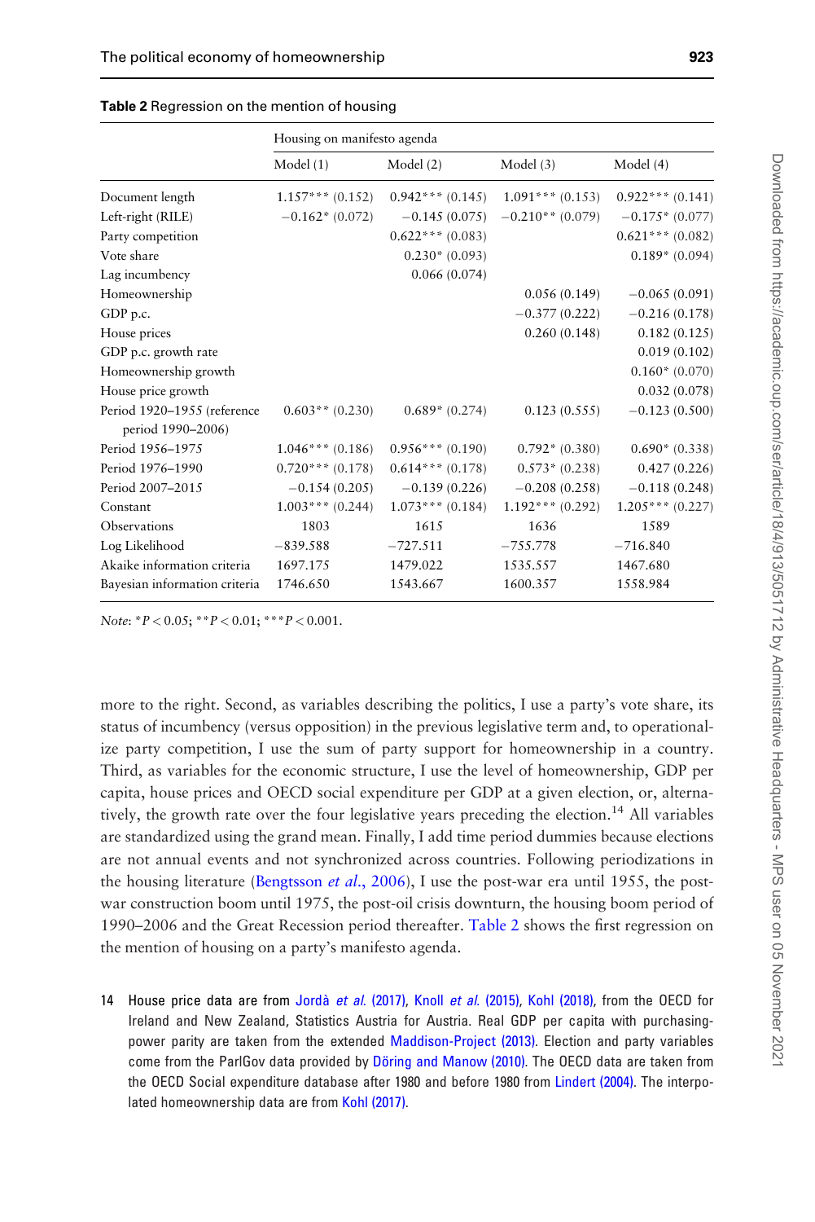**Table 2** Regression on the mention of housing

| | Housing on manifesto agenda | | | |
|---|---|---|---|---|
| | Model (1) | Model (2) | Model (3) | Model (4) |
| Document length | 1.157*** (0.152) | 0.942*** (0.145) | 1.091*** (0.153) | 0.922*** (0.141) |
| Left-right (RILE) | −0.162* (0.072) | −0.145 (0.075) | −0.210** (0.079) | −0.175* (0.077) |
| Party competition | | 0.622*** (0.083) | | 0.621*** (0.082) |
| Vote share | | 0.230* (0.093) | | 0.189* (0.094) |
| Lag incumbency | | 0.066 (0.074) | | |
| Homeownership | | | 0.056 (0.149) | −0.065 (0.091) |
| GDP p.c. | | | −0.377 (0.222) | −0.216 (0.178) |
| House prices | | | 0.260 (0.148) | 0.182 (0.125) |
| GDP p.c. growth rate | | | | 0.019 (0.102) |
| Homeownership growth | | | | 0.160* (0.070) |
| House price growth | | | | 0.032 (0.078) |
| Period 1920–1955 (reference period 1990–2006) | 0.603** (0.230) | 0.689* (0.274) | 0.123 (0.555) | −0.123 (0.500) |
| Period 1956–1975 | 1.046*** (0.186) | 0.956*** (0.190) | 0.792* (0.380) | 0.690* (0.338) |
| Period 1976–1990 | 0.720*** (0.178) | 0.614*** (0.178) | 0.573* (0.238) | 0.427 (0.226) |
| Period 2007–2015 | −0.154 (0.205) | −0.139 (0.226) | −0.208 (0.258) | −0.118 (0.248) |
| Constant | 1.003*** (0.244) | 1.073*** (0.184) | 1.192*** (0.292) | 1.205*** (0.227) |
| Observations | 1803 | 1615 | 1636 | 1589 |
| Log Likelihood | −839.588 | −727.511 | −755.778 | −716.840 |
| Akaike information criteria | 1697.175 | 1479.022 | 1535.557 | 1467.680 |
| Bayesian information criteria | 1746.650 | 1543.667 | 1600.357 | 1558.984 |

*Note*: $^{*}P < 0.05$; $^{**}P < 0.01$; $^{***}P < 0.001$.

more to the right. Second, as variables describing the politics, I use a party's vote share, its status of incumbency (versus opposition) in the previous legislative term and, to operationalize party competition, I use the sum of party support for homeownership in a country. Third, as variables for the economic structure, I use the level of homeownership, GDP per capita, house prices and OECD social expenditure per GDP at a given election, or, alternatively, the growth rate over the four legislative years preceding the election.[14] All variables are standardized using the grand mean. Finally, I add time period dummies because elections are not annual events and not synchronized across countries. Following periodizations in the housing literature (Bengtsson *et al.*, 2006), I use the post-war era until 1955, the post-war construction boom until 1975, the post-oil crisis downturn, the housing boom period of 1990–2006 and the Great Recession period thereafter. Table 2 shows the first regression on the mention of housing on a party's manifesto agenda.

14 House price data are from Jordà *et al.* (2017), Knoll *et al.* (2015), Kohl (2018), from the OECD for Ireland and New Zealand, Statistics Austria for Austria. Real GDP per capita with purchasing-power parity are taken from the extended Maddison-Project (2013). Election and party variables come from the ParlGov data provided by Döring and Manow (2010). The OECD data are taken from the OECD Social expenditure database after 1980 and before 1980 from Lindert (2004). The interpolated homeownership data are from Kohl (2017).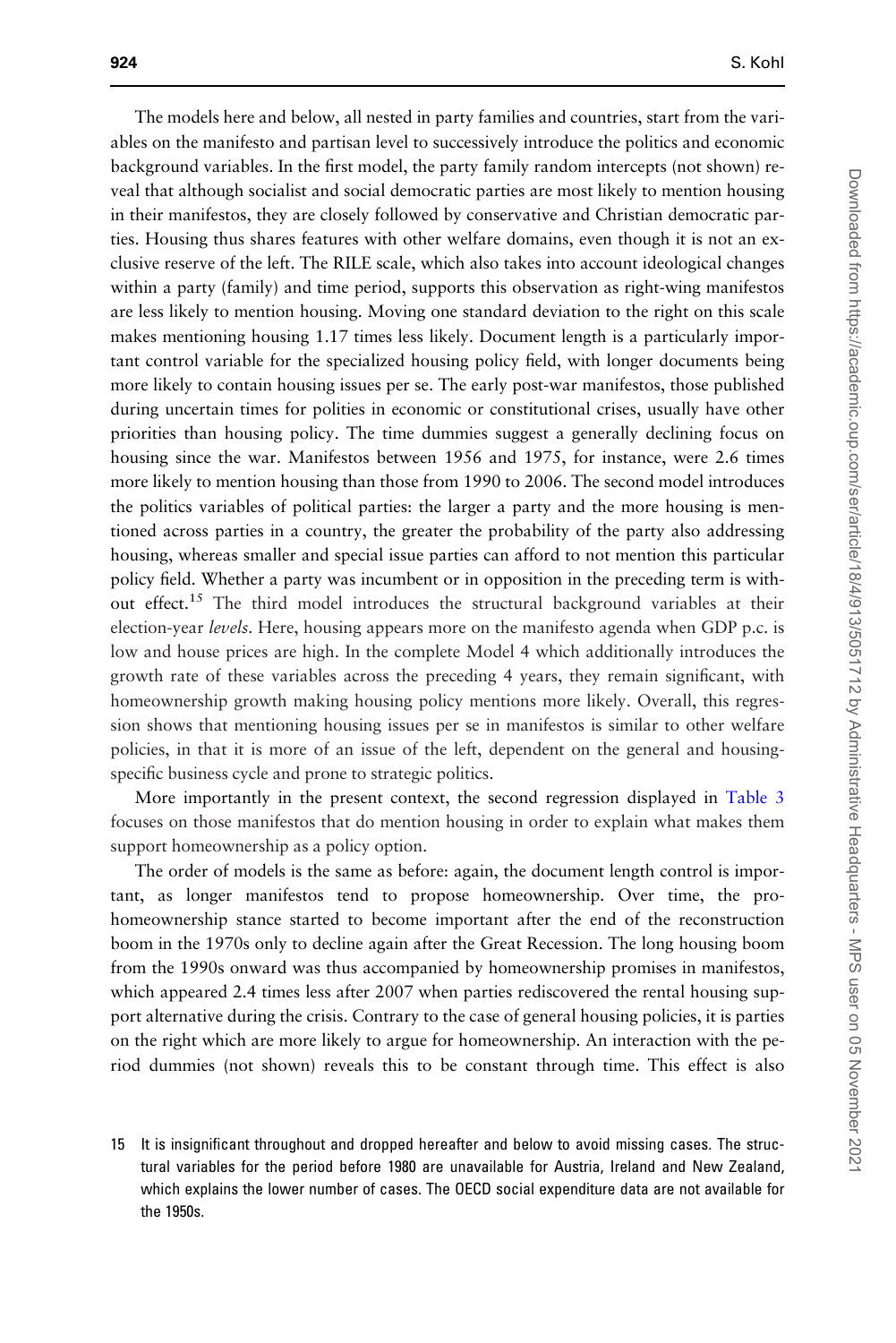The models here and below, all nested in party families and countries, start from the variables on the manifesto and partisan level to successively introduce the politics and economic background variables. In the first model, the party family random intercepts (not shown) reveal that although socialist and social democratic parties are most likely to mention housing in their manifestos, they are closely followed by conservative and Christian democratic parties. Housing thus shares features with other welfare domains, even though it is not an exclusive reserve of the left. The RILE scale, which also takes into account ideological changes within a party (family) and time period, supports this observation as right-wing manifestos are less likely to mention housing. Moving one standard deviation to the right on this scale makes mentioning housing 1.17 times less likely. Document length is a particularly important control variable for the specialized housing policy field, with longer documents being more likely to contain housing issues per se. The early post-war manifestos, those published during uncertain times for polities in economic or constitutional crises, usually have other priorities than housing policy. The time dummies suggest a generally declining focus on housing since the war. Manifestos between 1956 and 1975, for instance, were 2.6 times more likely to mention housing than those from 1990 to 2006. The second model introduces the politics variables of political parties: the larger a party and the more housing is mentioned across parties in a country, the greater the probability of the party also addressing housing, whereas smaller and special issue parties can afford to not mention this particular policy field. Whether a party was incumbent or in opposition in the preceding term is without effect.[15] The third model introduces the structural background variables at their election-year *levels*. Here, housing appears more on the manifesto agenda when GDP p.c. is low and house prices are high. In the complete Model 4 which additionally introduces the growth rate of these variables across the preceding 4 years, they remain significant, with homeownership growth making housing policy mentions more likely. Overall, this regression shows that mentioning housing issues per se in manifestos is similar to other welfare policies, in that it is more of an issue of the left, dependent on the general and housing-specific business cycle and prone to strategic politics.

More importantly in the present context, the second regression displayed in Table 3 focuses on those manifestos that do mention housing in order to explain what makes them support homeownership as a policy option.

The order of models is the same as before: again, the document length control is important, as longer manifestos tend to propose homeownership. Over time, the pro-homeownership stance started to become important after the end of the reconstruction boom in the 1970s only to decline again after the Great Recession. The long housing boom from the 1990s onward was thus accompanied by homeownership promises in manifestos, which appeared 2.4 times less after 2007 when parties rediscovered the rental housing support alternative during the crisis. Contrary to the case of general housing policies, it is parties on the right which are more likely to argue for homeownership. An interaction with the period dummies (not shown) reveals this to be constant through time. This effect is also

15 It is insignificant throughout and dropped hereafter and below to avoid missing cases. The structural variables for the period before 1980 are unavailable for Austria, Ireland and New Zealand, which explains the lower number of cases. The OECD social expenditure data are not available for the 1950s.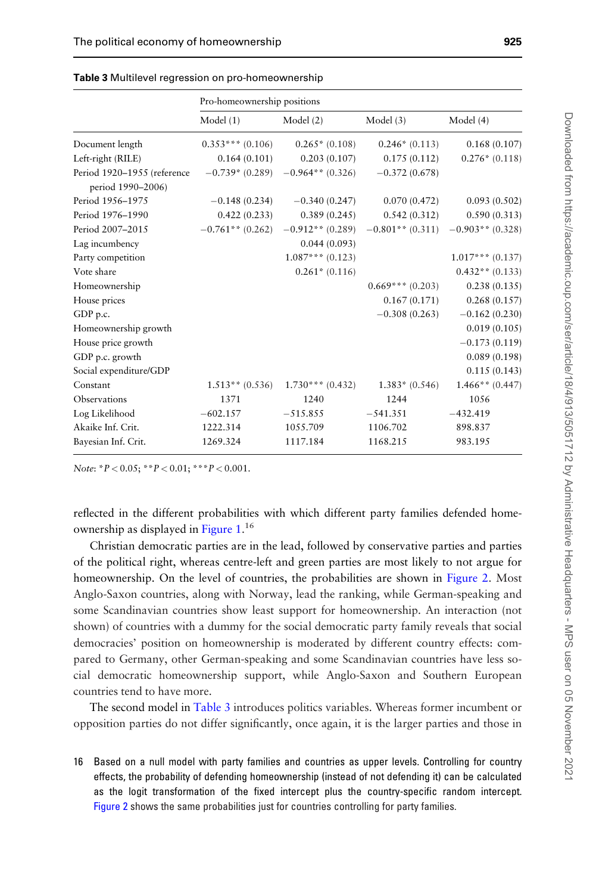**Table 3** Multilevel regression on pro-homeownership

| | Pro-homeownership positions | | | |
|---|---|---|---|---|
| | Model (1) | Model (2) | Model (3) | Model (4) |
| Document length | 0.353*** (0.106) | 0.265* (0.108) | 0.246* (0.113) | 0.168 (0.107) |
| Left-right (RILE) | 0.164 (0.101) | 0.203 (0.107) | 0.175 (0.112) | 0.276* (0.118) |
| Period 1920–1955 (reference period 1990–2006) | −0.739* (0.289) | −0.964** (0.326) | −0.372 (0.678) | |
| Period 1956–1975 | −0.148 (0.234) | −0.340 (0.247) | 0.070 (0.472) | 0.093 (0.502) |
| Period 1976–1990 | 0.422 (0.233) | 0.389 (0.245) | 0.542 (0.312) | 0.590 (0.313) |
| Period 2007–2015 | −0.761** (0.262) | −0.912** (0.289) | −0.801** (0.311) | −0.903** (0.328) |
| Lag incumbency | | 0.044 (0.093) | | |
| Party competition | | 1.087*** (0.123) | | 1.017*** (0.137) |
| Vote share | | 0.261* (0.116) | | 0.432** (0.133) |
| Homeownership | | | 0.669*** (0.203) | 0.238 (0.135) |
| House prices | | | 0.167 (0.171) | 0.268 (0.157) |
| GDP p.c. | | | −0.308 (0.263) | −0.162 (0.230) |
| Homeownership growth | | | | 0.019 (0.105) |
| House price growth | | | | −0.173 (0.119) |
| GDP p.c. growth | | | | 0.089 (0.198) |
| Social expenditure/GDP | | | | 0.115 (0.143) |
| Constant | 1.513** (0.536) | 1.730*** (0.432) | 1.383* (0.546) | 1.466** (0.447) |
| Observations | 1371 | 1240 | 1244 | 1056 |
| Log Likelihood | −602.157 | −515.855 | −541.351 | −432.419 |
| Akaike Inf. Crit. | 1222.314 | 1055.709 | 1106.702 | 898.837 |
| Bayesian Inf. Crit. | 1269.324 | 1117.184 | 1168.215 | 983.195 |

*Note*: $^{*}P < 0.05$; $^{**}P < 0.01$; $^{***}P < 0.001$.

reflected in the different probabilities with which different party families defended homeownership as displayed in Figure 1.[16]

Christian democratic parties are in the lead, followed by conservative parties and parties of the political right, whereas centre-left and green parties are most likely to not argue for homeownership. On the level of countries, the probabilities are shown in Figure 2. Most Anglo-Saxon countries, along with Norway, lead the ranking, while German-speaking and some Scandinavian countries show least support for homeownership. An interaction (not shown) of countries with a dummy for the social democratic party family reveals that social democracies' position on homeownership is moderated by different country effects: compared to Germany, other German-speaking and some Scandinavian countries have less social democratic homeownership support, while Anglo-Saxon and Southern European countries tend to have more.

The second model in Table 3 introduces politics variables. Whereas former incumbent or opposition parties do not differ significantly, once again, it is the larger parties and those in

16 Based on a null model with party families and countries as upper levels. Controlling for country effects, the probability of defending homeownership (instead of not defending it) can be calculated as the logit transformation of the fixed intercept plus the country-specific random intercept. Figure 2 shows the same probabilities just for countries controlling for party families.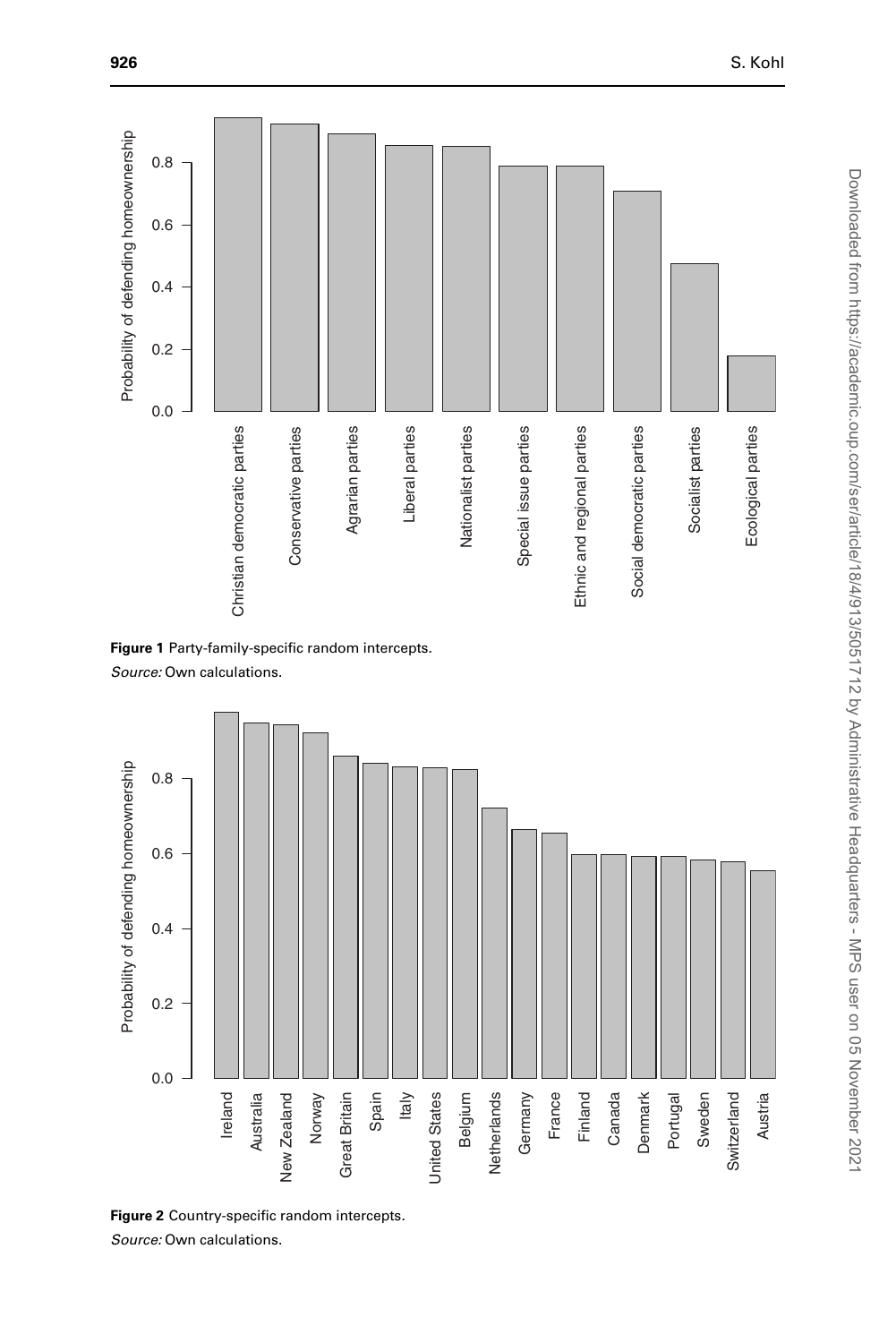**Figure 1** Party-family-specific random intercepts.

*Source:* Own calculations.

**Figure 2** Country-specific random intercepts.

*Source:* Own calculations.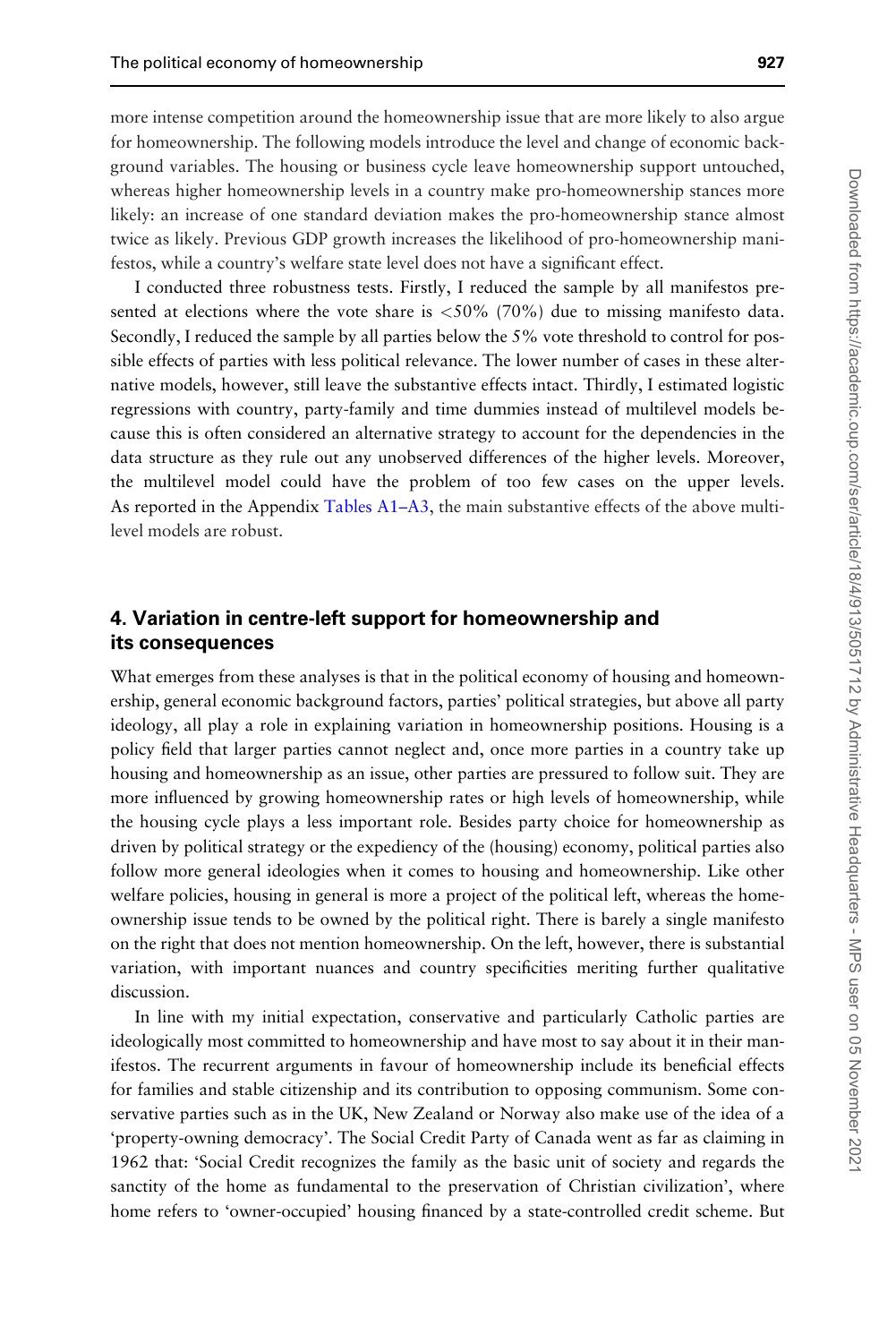more intense competition around the homeownership issue that are more likely to also argue for homeownership. The following models introduce the level and change of economic background variables. The housing or business cycle leave homeownership support untouched, whereas higher homeownership levels in a country make pro-homeownership stances more likely: an increase of one standard deviation makes the pro-homeownership stance almost twice as likely. Previous GDP growth increases the likelihood of pro-homeownership manifestos, while a country's welfare state level does not have a significant effect.

I conducted three robustness tests. Firstly, I reduced the sample by all manifestos presented at elections where the vote share is <50% (70%) due to missing manifesto data. Secondly, I reduced the sample by all parties below the 5% vote threshold to control for possible effects of parties with less political relevance. The lower number of cases in these alternative models, however, still leave the substantive effects intact. Thirdly, I estimated logistic regressions with country, party-family and time dummies instead of multilevel models because this is often considered an alternative strategy to account for the dependencies in the data structure as they rule out any unobserved differences of the higher levels. Moreover, the multilevel model could have the problem of too few cases on the upper levels. As reported in the Appendix Tables A1–A3, the main substantive effects of the above multilevel models are robust.

## 4. Variation in centre-left support for homeownership and its consequences

What emerges from these analyses is that in the political economy of housing and homeownership, general economic background factors, parties' political strategies, but above all party ideology, all play a role in explaining variation in homeownership positions. Housing is a policy field that larger parties cannot neglect and, once more parties in a country take up housing and homeownership as an issue, other parties are pressured to follow suit. They are more influenced by growing homeownership rates or high levels of homeownership, while the housing cycle plays a less important role. Besides party choice for homeownership as driven by political strategy or the expediency of the (housing) economy, political parties also follow more general ideologies when it comes to housing and homeownership. Like other welfare policies, housing in general is more a project of the political left, whereas the homeownership issue tends to be owned by the political right. There is barely a single manifesto on the right that does not mention homeownership. On the left, however, there is substantial variation, with important nuances and country specificities meriting further qualitative discussion.

In line with my initial expectation, conservative and particularly Catholic parties are ideologically most committed to homeownership and have most to say about it in their manifestos. The recurrent arguments in favour of homeownership include its beneficial effects for families and stable citizenship and its contribution to opposing communism. Some conservative parties such as in the UK, New Zealand or Norway also make use of the idea of a 'property-owning democracy'. The Social Credit Party of Canada went as far as claiming in 1962 that: 'Social Credit recognizes the family as the basic unit of society and regards the sanctity of the home as fundamental to the preservation of Christian civilization', where home refers to 'owner-occupied' housing financed by a state-controlled credit scheme. But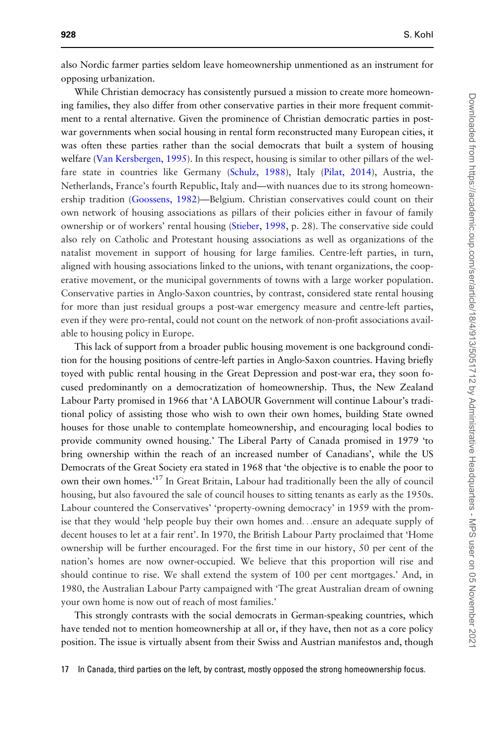also Nordic farmer parties seldom leave homeownership unmentioned as an instrument for opposing urbanization.

While Christian democracy has consistently pursued a mission to create more homeowning families, they also differ from other conservative parties in their more frequent commitment to a rental alternative. Given the prominence of Christian democratic parties in post-war governments when social housing in rental form reconstructed many European cities, it was often these parties rather than the social democrats that built a system of housing welfare (Van Kersbergen, 1995). In this respect, housing is similar to other pillars of the welfare state in countries like Germany (Schulz, 1988), Italy (Pilat, 2014), Austria, the Netherlands, France's fourth Republic, Italy and—with nuances due to its strong homeownership tradition (Goossens, 1982)—Belgium. Christian conservatives could count on their own network of housing associations as pillars of their policies either in favour of family ownership or of workers' rental housing (Stieber, 1998, p. 28). The conservative side could also rely on Catholic and Protestant housing associations as well as organizations of the natalist movement in support of housing for large families. Centre-left parties, in turn, aligned with housing associations linked to the unions, with tenant organizations, the cooperative movement, or the municipal governments of towns with a large worker population. Conservative parties in Anglo-Saxon countries, by contrast, considered state rental housing for more than just residual groups a post-war emergency measure and centre-left parties, even if they were pro-rental, could not count on the network of non-profit associations available to housing policy in Europe.

This lack of support from a broader public housing movement is one background condition for the housing positions of centre-left parties in Anglo-Saxon countries. Having briefly toyed with public rental housing in the Great Depression and post-war era, they soon focused predominantly on a democratization of homeownership. Thus, the New Zealand Labour Party promised in 1966 that 'A LABOUR Government will continue Labour's traditional policy of assisting those who wish to own their own homes, building State owned houses for those unable to contemplate homeownership, and encouraging local bodies to provide community owned housing.' The Liberal Party of Canada promised in 1979 'to bring ownership within the reach of an increased number of Canadians', while the US Democrats of the Great Society era stated in 1968 that 'the objective is to enable the poor to own their own homes.'[17] In Great Britain, Labour had traditionally been the ally of council housing, but also favoured the sale of council houses to sitting tenants as early as the 1950s. Labour countered the Conservatives' 'property-owning democracy' in 1959 with the promise that they would 'help people buy their own homes and…ensure an adequate supply of decent houses to let at a fair rent'. In 1970, the British Labour Party proclaimed that 'Home ownership will be further encouraged. For the first time in our history, 50 per cent of the nation's homes are now owner-occupied. We believe that this proportion will rise and should continue to rise. We shall extend the system of 100 per cent mortgages.' And, in 1980, the Australian Labour Party campaigned with 'The great Australian dream of owning your own home is now out of reach of most families.'

This strongly contrasts with the social democrats in German-speaking countries, which have tended not to mention homeownership at all or, if they have, then not as a core policy position. The issue is virtually absent from their Swiss and Austrian manifestos and, though

17 In Canada, third parties on the left, by contrast, mostly opposed the strong homeownership focus.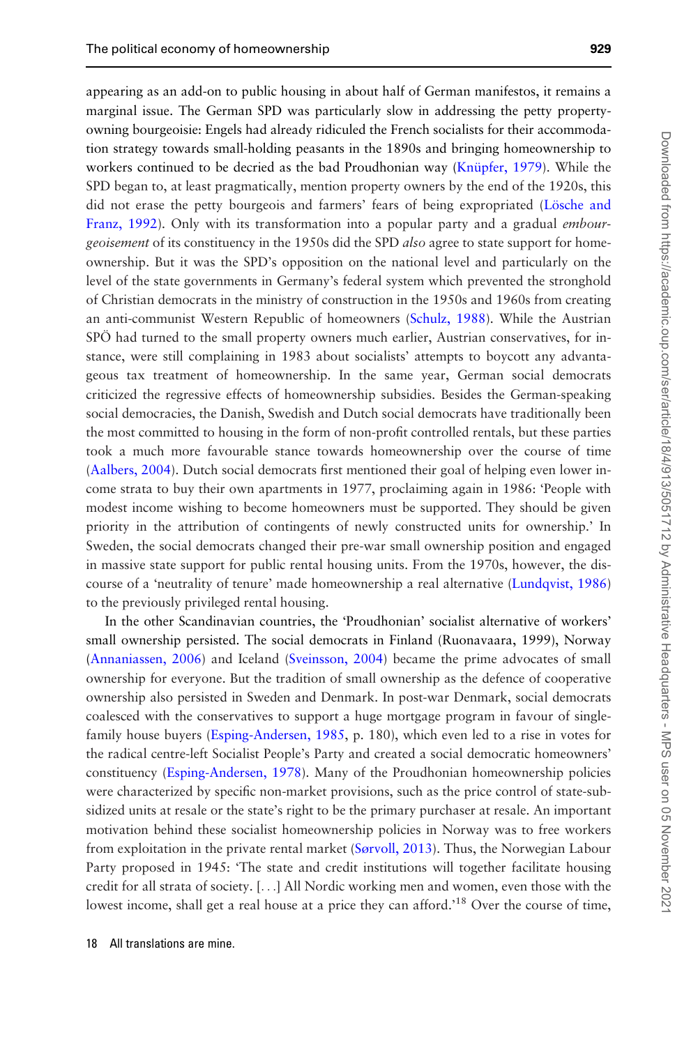appearing as an add-on to public housing in about half of German manifestos, it remains a marginal issue. The German SPD was particularly slow in addressing the petty property-owning bourgeoisie: Engels had already ridiculed the French socialists for their accommodation strategy towards small-holding peasants in the 1890s and bringing homeownership to workers continued to be decried as the bad Proudhonian way (Knüpfer, 1979). While the SPD began to, at least pragmatically, mention property owners by the end of the 1920s, this did not erase the petty bourgeois and farmers' fears of being expropriated (Lösche and Franz, 1992). Only with its transformation into a popular party and a gradual *embourgeoisement* of its constituency in the 1950s did the SPD *also* agree to state support for homeownership. But it was the SPD's opposition on the national level and particularly on the level of the state governments in Germany's federal system which prevented the stronghold of Christian democrats in the ministry of construction in the 1950s and 1960s from creating an anti-communist Western Republic of homeowners (Schulz, 1988). While the Austrian SPÖ had turned to the small property owners much earlier, Austrian conservatives, for instance, were still complaining in 1983 about socialists' attempts to boycott any advantageous tax treatment of homeownership. In the same year, German social democrats criticized the regressive effects of homeownership subsidies. Besides the German-speaking social democracies, the Danish, Swedish and Dutch social democrats have traditionally been the most committed to housing in the form of non-profit controlled rentals, but these parties took a much more favourable stance towards homeownership over the course of time (Aalbers, 2004). Dutch social democrats first mentioned their goal of helping even lower income strata to buy their own apartments in 1977, proclaiming again in 1986: 'People with modest income wishing to become homeowners must be supported. They should be given priority in the attribution of contingents of newly constructed units for ownership.' In Sweden, the social democrats changed their pre-war small ownership position and engaged in massive state support for public rental housing units. From the 1970s, however, the discourse of a 'neutrality of tenure' made homeownership a real alternative (Lundqvist, 1986) to the previously privileged rental housing.

In the other Scandinavian countries, the 'Proudhonian' socialist alternative of workers' small ownership persisted. The social democrats in Finland (Ruonavaara, 1999), Norway (Annaniassen, 2006) and Iceland (Sveinsson, 2004) became the prime advocates of small ownership for everyone. But the tradition of small ownership as the defence of cooperative ownership also persisted in Sweden and Denmark. In post-war Denmark, social democrats coalesced with the conservatives to support a huge mortgage program in favour of single-family house buyers (Esping-Andersen, 1985, p. 180), which even led to a rise in votes for the radical centre-left Socialist People's Party and created a social democratic homeowners' constituency (Esping-Andersen, 1978). Many of the Proudhonian homeownership policies were characterized by specific non-market provisions, such as the price control of state-subsidized units at resale or the state's right to be the primary purchaser at resale. An important motivation behind these socialist homeownership policies in Norway was to free workers from exploitation in the private rental market (Sørvoll, 2013). Thus, the Norwegian Labour Party proposed in 1945: 'The state and credit institutions will together facilitate housing credit for all strata of society. [...] All Nordic working men and women, even those with the lowest income, shall get a real house at a price they can afford.'[18] Over the course of time,

18 All translations are mine.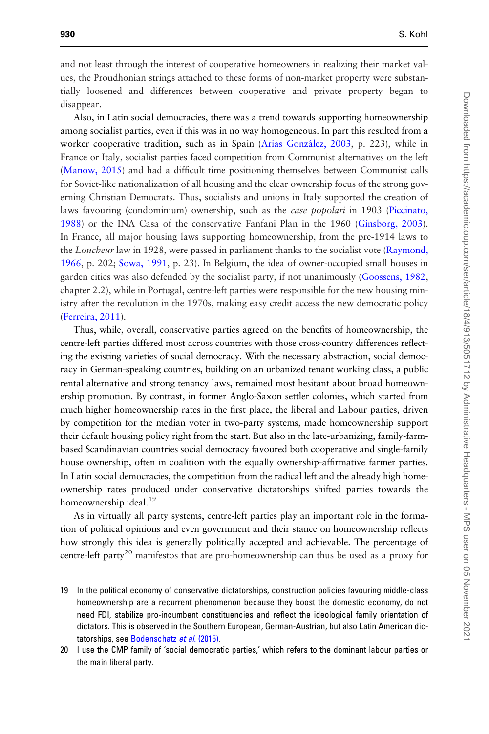and not least through the interest of cooperative homeowners in realizing their market values, the Proudhonian strings attached to these forms of non-market property were substantially loosened and differences between cooperative and private property began to disappear.

Also, in Latin social democracies, there was a trend towards supporting homeownership among socialist parties, even if this was in no way homogeneous. In part this resulted from a worker cooperative tradition, such as in Spain (Arias González, 2003, p. 223), while in France or Italy, socialist parties faced competition from Communist alternatives on the left (Manow, 2015) and had a difficult time positioning themselves between Communist calls for Soviet-like nationalization of all housing and the clear ownership focus of the strong governing Christian Democrats. Thus, socialists and unions in Italy supported the creation of laws favouring (condominium) ownership, such as the *case popolari* in 1903 (Piccinato, 1988) or the INA Casa of the conservative Fanfani Plan in the 1960 (Ginsborg, 2003). In France, all major housing laws supporting homeownership, from the pre-1914 laws to the *Loucheur* law in 1928, were passed in parliament thanks to the socialist vote (Raymond, 1966, p. 202; Sowa, 1991, p. 23). In Belgium, the idea of owner-occupied small houses in garden cities was also defended by the socialist party, if not unanimously (Goossens, 1982, chapter 2.2), while in Portugal, centre-left parties were responsible for the new housing ministry after the revolution in the 1970s, making easy credit access the new democratic policy (Ferreira, 2011).

Thus, while, overall, conservative parties agreed on the benefits of homeownership, the centre-left parties differed most across countries with those cross-country differences reflecting the existing varieties of social democracy. With the necessary abstraction, social democracy in German-speaking countries, building on an urbanized tenant working class, a public rental alternative and strong tenancy laws, remained most hesitant about broad homeownership promotion. By contrast, in former Anglo-Saxon settler colonies, which started from much higher homeownership rates in the first place, the liberal and Labour parties, driven by competition for the median voter in two-party systems, made homeownership support their default housing policy right from the start. But also in the late-urbanizing, family-farm-based Scandinavian countries social democracy favoured both cooperative and single-family house ownership, often in coalition with the equally ownership-affirmative farmer parties. In Latin social democracies, the competition from the radical left and the already high homeownership rates produced under conservative dictatorships shifted parties towards the homeownership ideal.[19]

As in virtually all party systems, centre-left parties play an important role in the formation of political opinions and even government and their stance on homeownership reflects how strongly this idea is generally politically accepted and achievable. The percentage of centre-left party[20] manifestos that are pro-homeownership can thus be used as a proxy for

19 In the political economy of conservative dictatorships, construction policies favouring middle-class homeownership are a recurrent phenomenon because they boost the domestic economy, do not need FDI, stabilize pro-incumbent constituencies and reflect the ideological family orientation of dictators. This is observed in the Southern European, German-Austrian, but also Latin American dictatorships, see Bodenschatz *et al.* (2015).

20 I use the CMP family of 'social democratic parties,' which refers to the dominant labour parties or the main liberal party.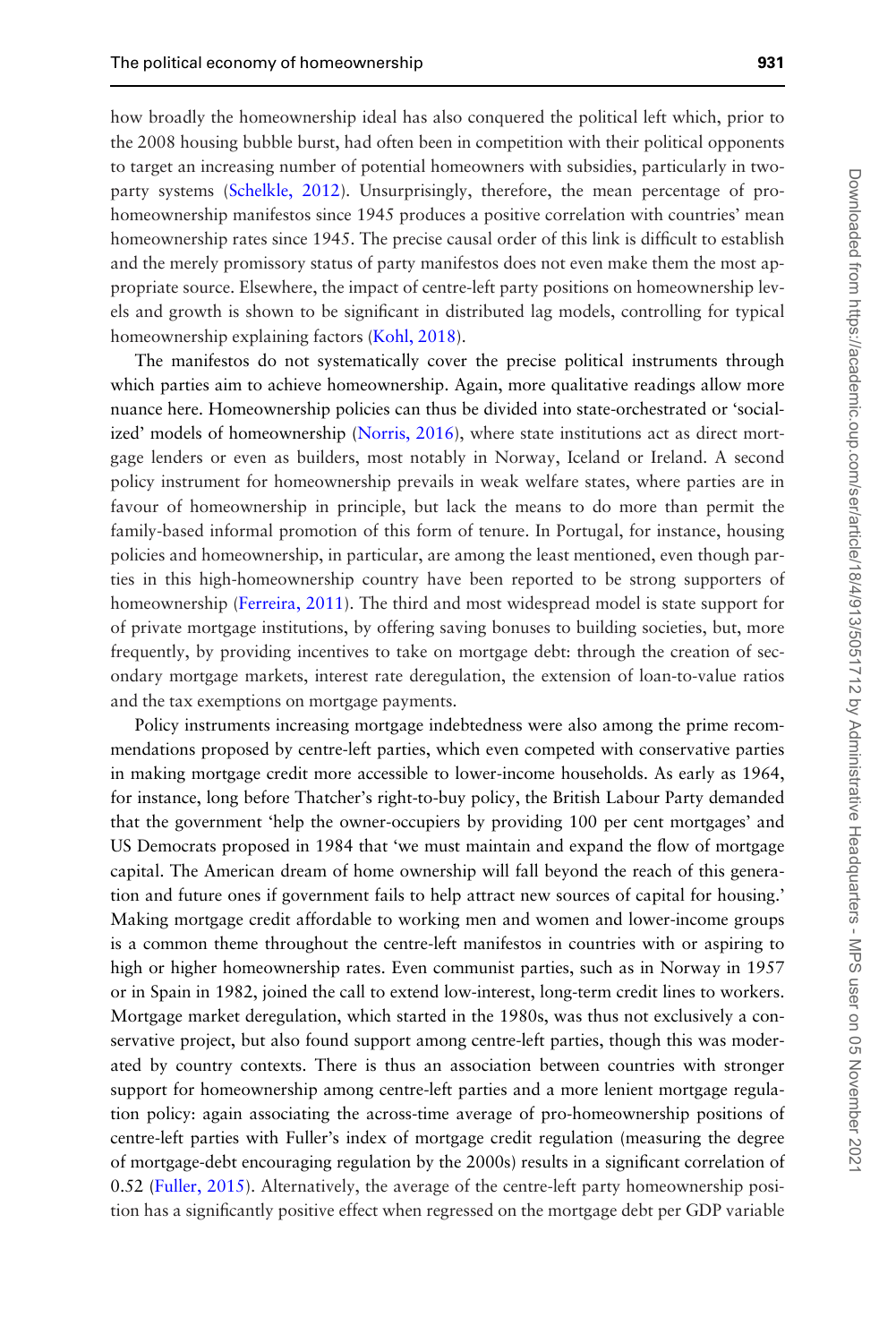how broadly the homeownership ideal has also conquered the political left which, prior to the 2008 housing bubble burst, had often been in competition with their political opponents to target an increasing number of potential homeowners with subsidies, particularly in two-party systems (Schelkle, 2012). Unsurprisingly, therefore, the mean percentage of pro-homeownership manifestos since 1945 produces a positive correlation with countries' mean homeownership rates since 1945. The precise causal order of this link is difficult to establish and the merely promissory status of party manifestos does not even make them the most appropriate source. Elsewhere, the impact of centre-left party positions on homeownership levels and growth is shown to be significant in distributed lag models, controlling for typical homeownership explaining factors (Kohl, 2018).

The manifestos do not systematically cover the precise political instruments through which parties aim to achieve homeownership. Again, more qualitative readings allow more nuance here. Homeownership policies can thus be divided into state-orchestrated or 'socialized' models of homeownership (Norris, 2016), where state institutions act as direct mortgage lenders or even as builders, most notably in Norway, Iceland or Ireland. A second policy instrument for homeownership prevails in weak welfare states, where parties are in favour of homeownership in principle, but lack the means to do more than permit the family-based informal promotion of this form of tenure. In Portugal, for instance, housing policies and homeownership, in particular, are among the least mentioned, even though parties in this high-homeownership country have been reported to be strong supporters of homeownership (Ferreira, 2011). The third and most widespread model is state support for of private mortgage institutions, by offering saving bonuses to building societies, but, more frequently, by providing incentives to take on mortgage debt: through the creation of secondary mortgage markets, interest rate deregulation, the extension of loan-to-value ratios and the tax exemptions on mortgage payments.

Policy instruments increasing mortgage indebtedness were also among the prime recommendations proposed by centre-left parties, which even competed with conservative parties in making mortgage credit more accessible to lower-income households. As early as 1964, for instance, long before Thatcher's right-to-buy policy, the British Labour Party demanded that the government 'help the owner-occupiers by providing 100 per cent mortgages' and US Democrats proposed in 1984 that 'we must maintain and expand the flow of mortgage capital. The American dream of home ownership will fall beyond the reach of this generation and future ones if government fails to help attract new sources of capital for housing.' Making mortgage credit affordable to working men and women and lower-income groups is a common theme throughout the centre-left manifestos in countries with or aspiring to high or higher homeownership rates. Even communist parties, such as in Norway in 1957 or in Spain in 1982, joined the call to extend low-interest, long-term credit lines to workers. Mortgage market deregulation, which started in the 1980s, was thus not exclusively a conservative project, but also found support among centre-left parties, though this was moderated by country contexts. There is thus an association between countries with stronger support for homeownership among centre-left parties and a more lenient mortgage regulation policy: again associating the across-time average of pro-homeownership positions of centre-left parties with Fuller's index of mortgage credit regulation (measuring the degree of mortgage-debt encouraging regulation by the 2000s) results in a significant correlation of 0.52 (Fuller, 2015). Alternatively, the average of the centre-left party homeownership position has a significantly positive effect when regressed on the mortgage debt per GDP variable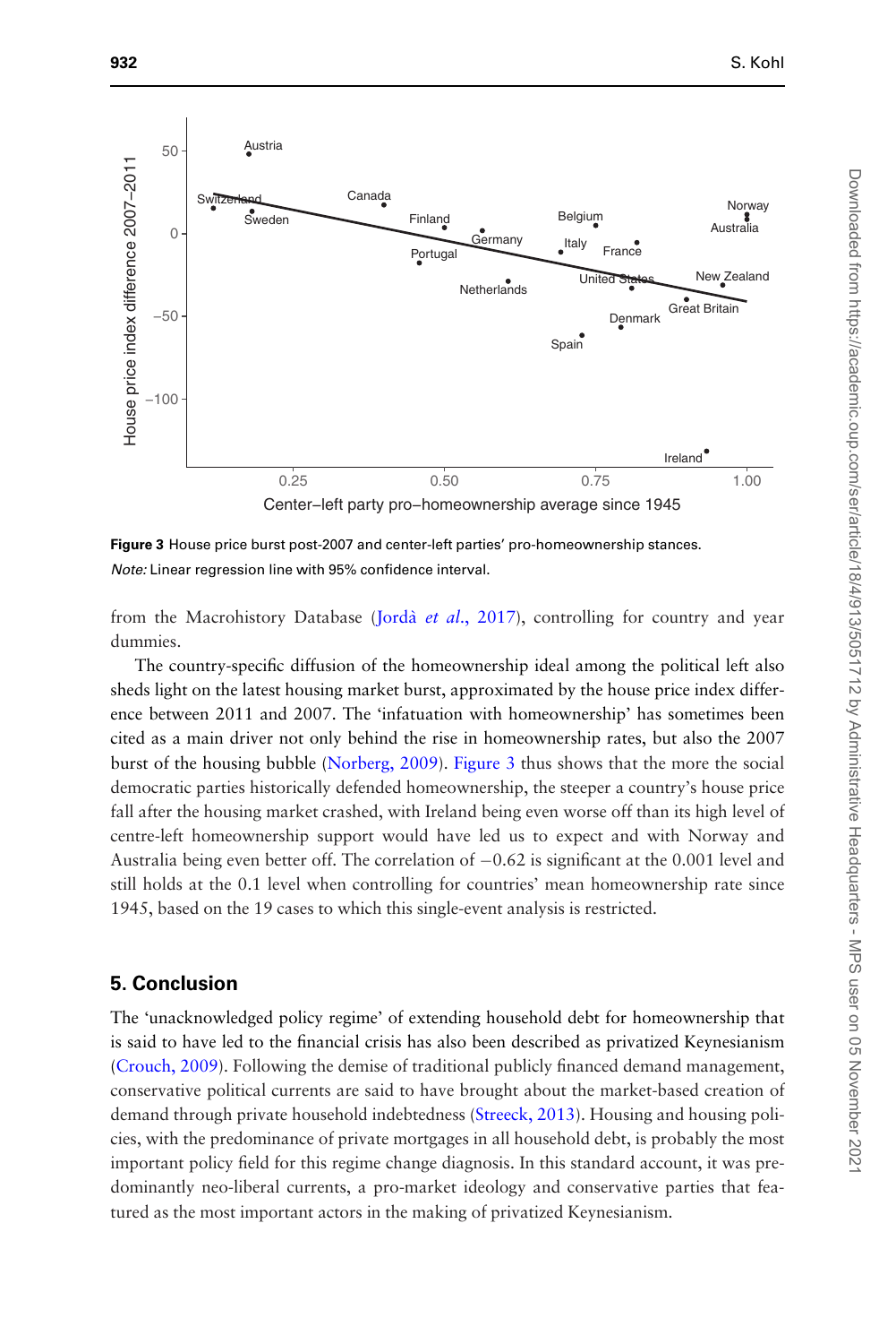**Figure 3** House price burst post-2007 and center-left parties' pro-homeownership stances.

*Note:* Linear regression line with 95% confidence interval.

from the Macrohistory Database (Jordà *et al.*, 2017), controlling for country and year dummies.

The country-specific diffusion of the homeownership ideal among the political left also sheds light on the latest housing market burst, approximated by the house price index difference between 2011 and 2007. The 'infatuation with homeownership' has sometimes been cited as a main driver not only behind the rise in homeownership rates, but also the 2007 burst of the housing bubble (Norberg, 2009). Figure 3 thus shows that the more the social democratic parties historically defended homeownership, the steeper a country's house price fall after the housing market crashed, with Ireland being even worse off than its high level of centre-left homeownership support would have led us to expect and with Norway and Australia being even better off. The correlation of −0.62 is significant at the 0.001 level and still holds at the 0.1 level when controlling for countries' mean homeownership rate since 1945, based on the 19 cases to which this single-event analysis is restricted.

## 5. Conclusion

The 'unacknowledged policy regime' of extending household debt for homeownership that is said to have led to the financial crisis has also been described as privatized Keynesianism (Crouch, 2009). Following the demise of traditional publicly financed demand management, conservative political currents are said to have brought about the market-based creation of demand through private household indebtedness (Streeck, 2013). Housing and housing policies, with the predominance of private mortgages in all household debt, is probably the most important policy field for this regime change diagnosis. In this standard account, it was predominantly neo-liberal currents, a pro-market ideology and conservative parties that featured as the most important actors in the making of privatized Keynesianism.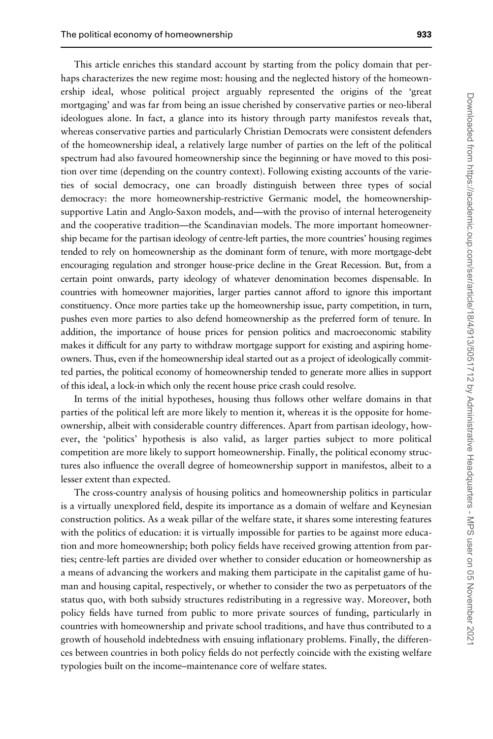This article enriches this standard account by starting from the policy domain that perhaps characterizes the new regime most: housing and the neglected history of the homeownership ideal, whose political project arguably represented the origins of the 'great mortgaging' and was far from being an issue cherished by conservative parties or neo-liberal ideologues alone. In fact, a glance into its history through party manifestos reveals that, whereas conservative parties and particularly Christian Democrats were consistent defenders of the homeownership ideal, a relatively large number of parties on the left of the political spectrum had also favoured homeownership since the beginning or have moved to this position over time (depending on the country context). Following existing accounts of the varieties of social democracy, one can broadly distinguish between three types of social democracy: the more homeownership-restrictive Germanic model, the homeownership-supportive Latin and Anglo-Saxon models, and—with the proviso of internal heterogeneity and the cooperative tradition—the Scandinavian models. The more important homeownership became for the partisan ideology of centre-left parties, the more countries' housing regimes tended to rely on homeownership as the dominant form of tenure, with more mortgage-debt encouraging regulation and stronger house-price decline in the Great Recession. But, from a certain point onwards, party ideology of whatever denomination becomes dispensable. In countries with homeowner majorities, larger parties cannot afford to ignore this important constituency. Once more parties take up the homeownership issue, party competition, in turn, pushes even more parties to also defend homeownership as the preferred form of tenure. In addition, the importance of house prices for pension politics and macroeconomic stability makes it difficult for any party to withdraw mortgage support for existing and aspiring homeowners. Thus, even if the homeownership ideal started out as a project of ideologically committed parties, the political economy of homeownership tended to generate more allies in support of this ideal, a lock-in which only the recent house price crash could resolve.

In terms of the initial hypotheses, housing thus follows other welfare domains in that parties of the political left are more likely to mention it, whereas it is the opposite for homeownership, albeit with considerable country differences. Apart from partisan ideology, however, the 'politics' hypothesis is also valid, as larger parties subject to more political competition are more likely to support homeownership. Finally, the political economy structures also influence the overall degree of homeownership support in manifestos, albeit to a lesser extent than expected.

The cross-country analysis of housing politics and homeownership politics in particular is a virtually unexplored field, despite its importance as a domain of welfare and Keynesian construction politics. As a weak pillar of the welfare state, it shares some interesting features with the politics of education: it is virtually impossible for parties to be against more education and more homeownership; both policy fields have received growing attention from parties; centre-left parties are divided over whether to consider education or homeownership as a means of advancing the workers and making them participate in the capitalist game of human and housing capital, respectively, or whether to consider the two as perpetuators of the status quo, with both subsidy structures redistributing in a regressive way. Moreover, both policy fields have turned from public to more private sources of funding, particularly in countries with homeownership and private school traditions, and have thus contributed to a growth of household indebtedness with ensuing inflationary problems. Finally, the differences between countries in both policy fields do not perfectly coincide with the existing welfare typologies built on the income–maintenance core of welfare states.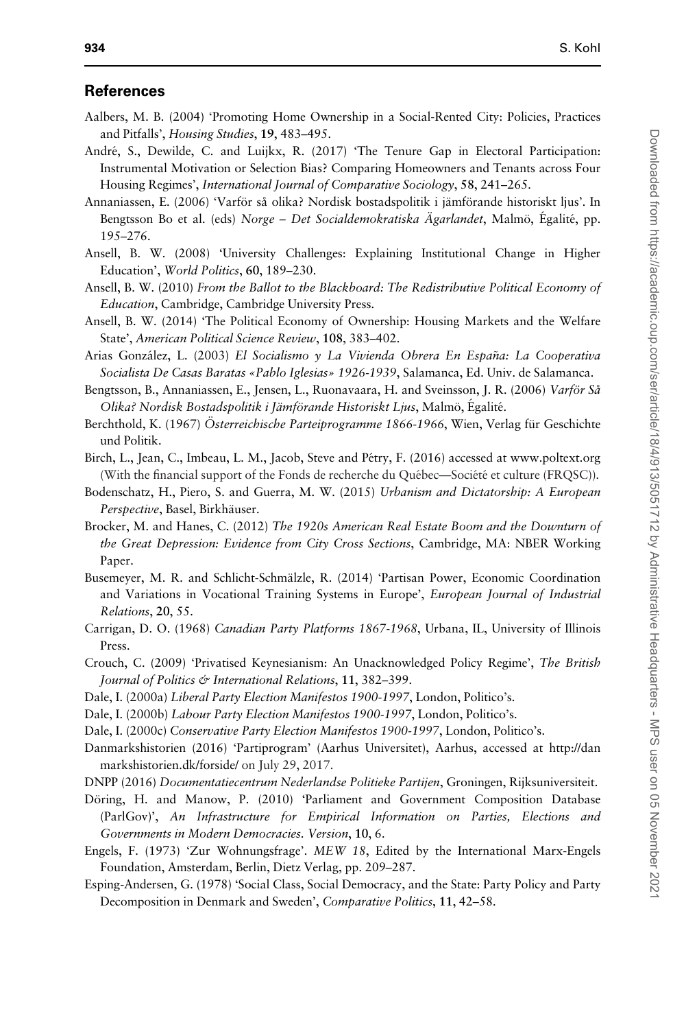## References

Aalbers, M. B. (2004) 'Promoting Home Ownership in a Social-Rented City: Policies, Practices and Pitfalls', *Housing Studies*, **19**, 483–495.

André, S., Dewilde, C. and Luijkx, R. (2017) 'The Tenure Gap in Electoral Participation: Instrumental Motivation or Selection Bias? Comparing Homeowners and Tenants across Four Housing Regimes', *International Journal of Comparative Sociology*, **58**, 241–265.

Annaniassen, E. (2006) 'Varför så olika? Nordisk bostadspolitik i jämförande historiskt ljus'. In Bengtsson Bo et al. (eds) *Norge – Det Socialdemokratiska Ägarlandet*, Malmö, Égalité, pp. 195–276.

Ansell, B. W. (2008) 'University Challenges: Explaining Institutional Change in Higher Education', *World Politics*, **60**, 189–230.

Ansell, B. W. (2010) *From the Ballot to the Blackboard: The Redistributive Political Economy of Education*, Cambridge, Cambridge University Press.

Ansell, B. W. (2014) 'The Political Economy of Ownership: Housing Markets and the Welfare State', *American Political Science Review*, **108**, 383–402.

Arias González, L. (2003) *El Socialismo y La Vivienda Obrera En España: La Cooperativa Socialista De Casas Baratas «Pablo Iglesias» 1926-1939*, Salamanca, Ed. Univ. de Salamanca.

Bengtsson, B., Annaniassen, E., Jensen, L., Ruonavaara, H. and Sveinsson, J. R. (2006) *Varför Så Olika? Nordisk Bostadspolitik i Jämförande Historiskt Ljus*, Malmö, Égalité.

Berchthold, K. (1967) *Österreichische Parteiprogramme 1866-1966*, Wien, Verlag für Geschichte und Politik.

Birch, L., Jean, C., Imbeau, L. M., Jacob, Steve and Pétry, F. (2016) accessed at www.poltext.org (With the financial support of the Fonds de recherche du Québec—Société et culture (FRQSC)).

Bodenschatz, H., Piero, S. and Guerra, M. W. (2015) *Urbanism and Dictatorship: A European Perspective*, Basel, Birkhäuser.

Brocker, M. and Hanes, C. (2012) *The 1920s American Real Estate Boom and the Downturn of the Great Depression: Evidence from City Cross Sections*, Cambridge, MA: NBER Working Paper.

Busemeyer, M. R. and Schlicht-Schmälzle, R. (2014) 'Partisan Power, Economic Coordination and Variations in Vocational Training Systems in Europe', *European Journal of Industrial Relations*, **20**, 55.

Carrigan, D. O. (1968) *Canadian Party Platforms 1867-1968*, Urbana, IL, University of Illinois Press.

Crouch, C. (2009) 'Privatised Keynesianism: An Unacknowledged Policy Regime', *The British Journal of Politics & International Relations*, **11**, 382–399.

Dale, I. (2000a) *Liberal Party Election Manifestos 1900-1997*, London, Politico's.

Dale, I. (2000b) *Labour Party Election Manifestos 1900-1997*, London, Politico's.

Dale, I. (2000c) *Conservative Party Election Manifestos 1900-1997*, London, Politico's.

Danmarkshistorien (2016) 'Partiprogram' (Aarhus Universitet), Aarhus, accessed at http://danmarkshistorien.dk/forside/ on July 29, 2017.

DNPP (2016) *Documentatiecentrum Nederlandse Politieke Partijen*, Groningen, Rijksuniversiteit.

Döring, H. and Manow, P. (2010) 'Parliament and Government Composition Database (ParlGov)', *An Infrastructure for Empirical Information on Parties, Elections and Governments in Modern Democracies. Version*, **10**, 6.

Engels, F. (1973) 'Zur Wohnungsfrage'. *MEW 18*, Edited by the International Marx-Engels Foundation, Amsterdam, Berlin, Dietz Verlag, pp. 209–287.

Esping-Andersen, G. (1978) 'Social Class, Social Democracy, and the State: Party Policy and Party Decomposition in Denmark and Sweden', *Comparative Politics*, **11**, 42–58.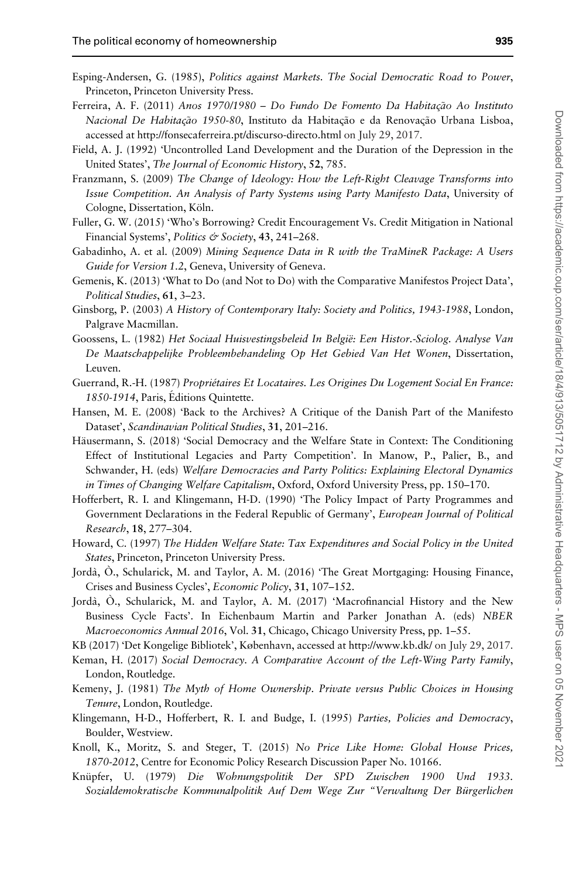Esping-Andersen, G. (1985), *Politics against Markets. The Social Democratic Road to Power*, Princeton, Princeton University Press.

Ferreira, A. F. (2011) *Anos 1970/1980 – Do Fundo De Fomento Da Habitação Ao Instituto Nacional De Habitação 1950-80*, Instituto da Habitação e da Renovação Urbana Lisboa, accessed at http://fonsecaferreira.pt/discurso-directo.html on July 29, 2017.

Field, A. J. (1992) 'Uncontrolled Land Development and the Duration of the Depression in the United States', *The Journal of Economic History*, **52**, 785.

Franzmann, S. (2009) *The Change of Ideology: How the Left-Right Cleavage Transforms into Issue Competition. An Analysis of Party Systems using Party Manifesto Data*, University of Cologne, Dissertation, Köln.

Fuller, G. W. (2015) 'Who's Borrowing? Credit Encouragement Vs. Credit Mitigation in National Financial Systems', *Politics & Society*, **43**, 241–268.

Gabadinho, A. et al. (2009) *Mining Sequence Data in R with the TraMineR Package: A Users Guide for Version 1.2*, Geneva, University of Geneva.

Gemenis, K. (2013) 'What to Do (and Not to Do) with the Comparative Manifestos Project Data', *Political Studies*, **61**, 3–23.

Ginsborg, P. (2003) *A History of Contemporary Italy: Society and Politics, 1943-1988*, London, Palgrave Macmillan.

Goossens, L. (1982) *Het Sociaal Huisvestingsbeleid In België: Een Histor.-Sciolog. Analyse Van De Maatschappelijke Probleembehandeling Op Het Gebied Van Het Wonen*, Dissertation, Leuven.

Guerrand, R.-H. (1987) *Propriétaires Et Locataires. Les Origines Du Logement Social En France: 1850-1914*, Paris, Éditions Quintette.

Hansen, M. E. (2008) 'Back to the Archives? A Critique of the Danish Part of the Manifesto Dataset', *Scandinavian Political Studies*, **31**, 201–216.

Häusermann, S. (2018) 'Social Democracy and the Welfare State in Context: The Conditioning Effect of Institutional Legacies and Party Competition'. In Manow, P., Palier, B., and Schwander, H. (eds) *Welfare Democracies and Party Politics: Explaining Electoral Dynamics in Times of Changing Welfare Capitalism*, Oxford, Oxford University Press, pp. 150–170.

Hofferbert, R. I. and Klingemann, H-D. (1990) 'The Policy Impact of Party Programmes and Government Declarations in the Federal Republic of Germany', *European Journal of Political Research*, **18**, 277–304.

Howard, C. (1997) *The Hidden Welfare State: Tax Expenditures and Social Policy in the United States*, Princeton, Princeton University Press.

Jordà, Ò., Schularick, M. and Taylor, A. M. (2016) 'The Great Mortgaging: Housing Finance, Crises and Business Cycles', *Economic Policy*, **31**, 107–152.

Jordà, Ò., Schularick, M. and Taylor, A. M. (2017) 'Macrofinancial History and the New Business Cycle Facts'. In Eichenbaum Martin and Parker Jonathan A. (eds) *NBER Macroeconomics Annual 2016*, Vol. **31**, Chicago, Chicago University Press, pp. 1–55.

KB (2017) 'Det Kongelige Bibliotek', København, accessed at http://www.kb.dk/ on July 29, 2017.

Keman, H. (2017) *Social Democracy. A Comparative Account of the Left-Wing Party Family*, London, Routledge.

Kemeny, J. (1981) *The Myth of Home Ownership. Private versus Public Choices in Housing Tenure*, London, Routledge.

Klingemann, H-D., Hofferbert, R. I. and Budge, I. (1995) *Parties, Policies and Democracy*, Boulder, Westview.

Knoll, K., Moritz, S. and Steger, T. (2015) *No Price Like Home: Global House Prices, 1870-2012*, Centre for Economic Policy Research Discussion Paper No. 10166.

Knüpfer, U. (1979) *Die Wohnungspolitik Der SPD Zwischen 1900 Und 1933. Sozialdemokratische Kommunalpolitik Auf Dem Wege Zur "Verwaltung Der Bürgerlichen*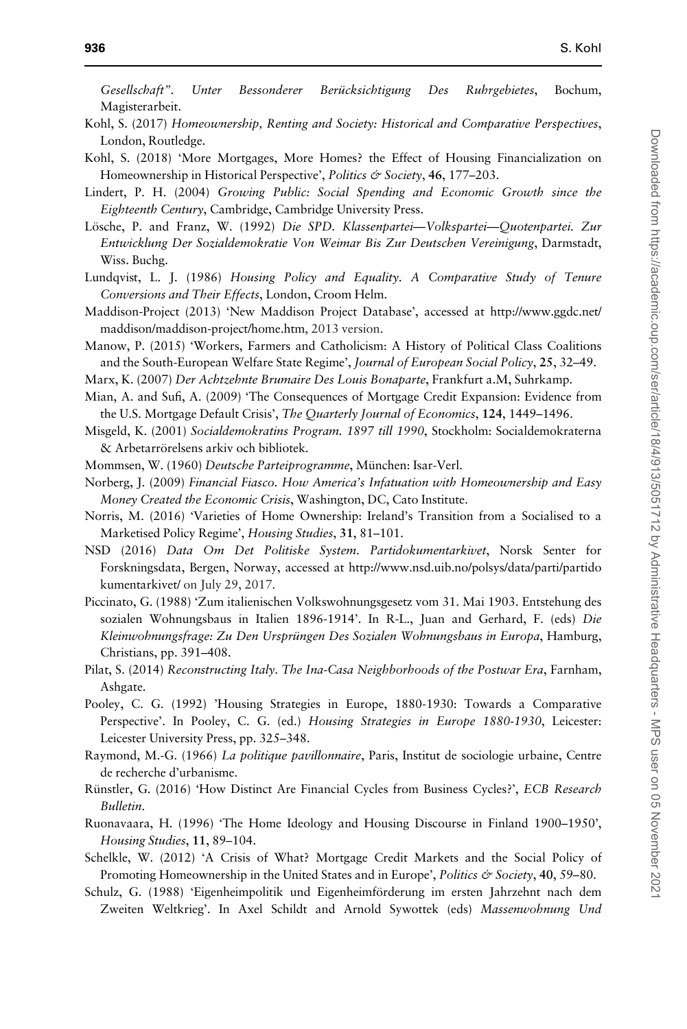*Gesellschaft". Unter Bessonderer Berücksichtigung Des Ruhrgebietes*, Bochum, Magisterarbeit.

Kohl, S. (2017) *Homeownership, Renting and Society: Historical and Comparative Perspectives*, London, Routledge.

Kohl, S. (2018) 'More Mortgages, More Homes? the Effect of Housing Financialization on Homeownership in Historical Perspective', *Politics & Society*, **46**, 177–203.

Lindert, P. H. (2004) *Growing Public: Social Spending and Economic Growth since the Eighteenth Century*, Cambridge, Cambridge University Press.

Lösche, P. and Franz, W. (1992) *Die SPD. Klassenpartei—Volkspartei—Quotenpartei. Zur Entwicklung Der Sozialdemokratie Von Weimar Bis Zur Deutschen Vereinigung*, Darmstadt, Wiss. Buchg.

Lundqvist, L. J. (1986) *Housing Policy and Equality. A Comparative Study of Tenure Conversions and Their Effects*, London, Croom Helm.

Maddison-Project (2013) 'New Maddison Project Database', accessed at http://www.ggdc.net/maddison/maddison-project/home.htm, 2013 version.

Manow, P. (2015) 'Workers, Farmers and Catholicism: A History of Political Class Coalitions and the South-European Welfare State Regime', *Journal of European Social Policy*, **25**, 32–49.

Marx, K. (2007) *Der Achtzehnte Brumaire Des Louis Bonaparte*, Frankfurt a.M, Suhrkamp.

Mian, A. and Sufi, A. (2009) 'The Consequences of Mortgage Credit Expansion: Evidence from the U.S. Mortgage Default Crisis', *The Quarterly Journal of Economics*, **124**, 1449–1496.

Misgeld, K. (2001) *Socialdemokratins Program. 1897 till 1990*, Stockholm: Socialdemokraterna & Arbetarrörelsens arkiv och bibliotek.

Mommsen, W. (1960) *Deutsche Parteiprogramme*, München: Isar-Verl.

Norberg, J. (2009) *Financial Fiasco. How America's Infatuation with Homeownership and Easy Money Created the Economic Crisis*, Washington, DC, Cato Institute.

Norris, M. (2016) 'Varieties of Home Ownership: Ireland's Transition from a Socialised to a Marketised Policy Regime', *Housing Studies*, **31**, 81–101.

NSD (2016) *Data Om Det Politiske System. Partidokumentarkivet*, Norsk Senter for Forskningsdata, Bergen, Norway, accessed at http://www.nsd.uib.no/polsys/data/parti/partidokumentarkivet/ on July 29, 2017.

Piccinato, G. (1988) 'Zum italienischen Volkswohnungsgesetz vom 31. Mai 1903. Entstehung des sozialen Wohnungsbaus in Italien 1896-1914'. In R-L., Juan and Gerhard, F. (eds) *Die Kleinwohnungsfrage: Zu Den Ursprüngen Des Sozialen Wohnungsbaus in Europa*, Hamburg, Christians, pp. 391–408.

Pilat, S. (2014) *Reconstructing Italy. The Ina-Casa Neighborhoods of the Postwar Era*, Farnham, Ashgate.

Pooley, C. G. (1992) 'Housing Strategies in Europe, 1880-1930: Towards a Comparative Perspective'. In Pooley, C. G. (ed.) *Housing Strategies in Europe 1880-1930*, Leicester: Leicester University Press, pp. 325–348.

Raymond, M.-G. (1966) *La politique pavillonnaire*, Paris, Institut de sociologie urbaine, Centre de recherche d'urbanisme.

Rünstler, G. (2016) 'How Distinct Are Financial Cycles from Business Cycles?', *ECB Research Bulletin*.

Ruonavaara, H. (1996) 'The Home Ideology and Housing Discourse in Finland 1900–1950', *Housing Studies*, **11**, 89–104.

Schelkle, W. (2012) 'A Crisis of What? Mortgage Credit Markets and the Social Policy of Promoting Homeownership in the United States and in Europe', *Politics & Society*, **40**, 59–80.

Schulz, G. (1988) 'Eigenheimpolitik und Eigenheimförderung im ersten Jahrzehnt nach dem Zweiten Weltkrieg'. In Axel Schildt and Arnold Sywottek (eds) *Massenwohnung Und*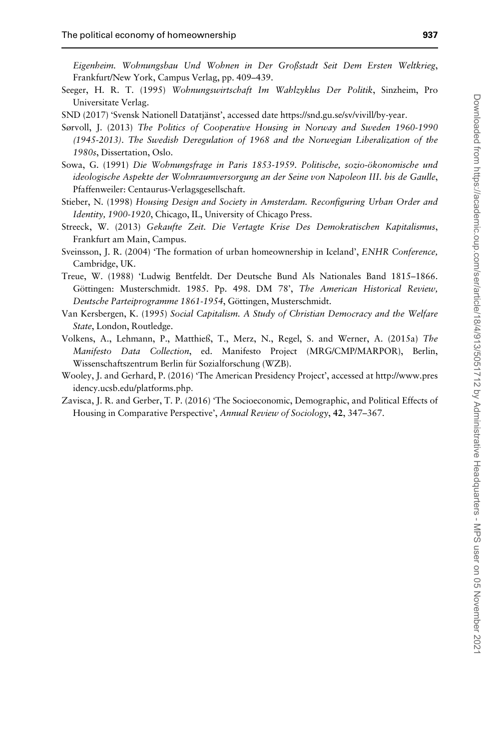*Eigenheim. Wohnungsbau Und Wohnen in Der Großstadt Seit Dem Ersten Weltkrieg*, Frankfurt/New York, Campus Verlag, pp. 409–439.

Seeger, H. R. T. (1995) *Wohnungswirtschaft Im Wahlzyklus Der Politik*, Sinzheim, Pro Universitate Verlag.

SND (2017) 'Svensk Nationell Datatjänst', accessed date https://snd.gu.se/sv/vivill/by-year.

Sørvoll, J. (2013) *The Politics of Cooperative Housing in Norway and Sweden 1960-1990 (1945-2013). The Swedish Deregulation of 1968 and the Norwegian Liberalization of the 1980s*, Dissertation, Oslo.

Sowa, G. (1991) *Die Wohnungsfrage in Paris 1853-1959. Politische, sozio-ökonomische und ideologische Aspekte der Wohnraumversorgung an der Seine von Napoleon III. bis de Gaulle*, Pfaffenweiler: Centaurus-Verlagsgesellschaft.

Stieber, N. (1998) *Housing Design and Society in Amsterdam. Reconfiguring Urban Order and Identity, 1900-1920*, Chicago, IL, University of Chicago Press.

Streeck, W. (2013) *Gekaufte Zeit. Die Vertagte Krise Des Demokratischen Kapitalismus*, Frankfurt am Main, Campus.

Sveinsson, J. R. (2004) 'The formation of urban homeownership in Iceland', *ENHR Conference,* Cambridge, UK.

Treue, W. (1988) 'Ludwig Bentfeldt. Der Deutsche Bund Als Nationales Band 1815–1866. Göttingen: Musterschmidt. 1985. Pp. 498. DM 78', *The American Historical Review, Deutsche Parteiprogramme 1861-1954*, Göttingen, Musterschmidt.

Van Kersbergen, K. (1995) *Social Capitalism. A Study of Christian Democracy and the Welfare State*, London, Routledge.

Volkens, A., Lehmann, P., Matthieß, T., Merz, N., Regel, S. and Werner, A. (2015a) *The Manifesto Data Collection*, ed. Manifesto Project (MRG/CMP/MARPOR), Berlin, Wissenschaftszentrum Berlin für Sozialforschung (WZB).

Wooley, J. and Gerhard, P. (2016) 'The American Presidency Project', accessed at http://www.presidency.ucsb.edu/platforms.php.

Zavisca, J. R. and Gerber, T. P. (2016) 'The Socioeconomic, Demographic, and Political Effects of Housing in Comparative Perspective', *Annual Review of Sociology*, **42**, 347–367.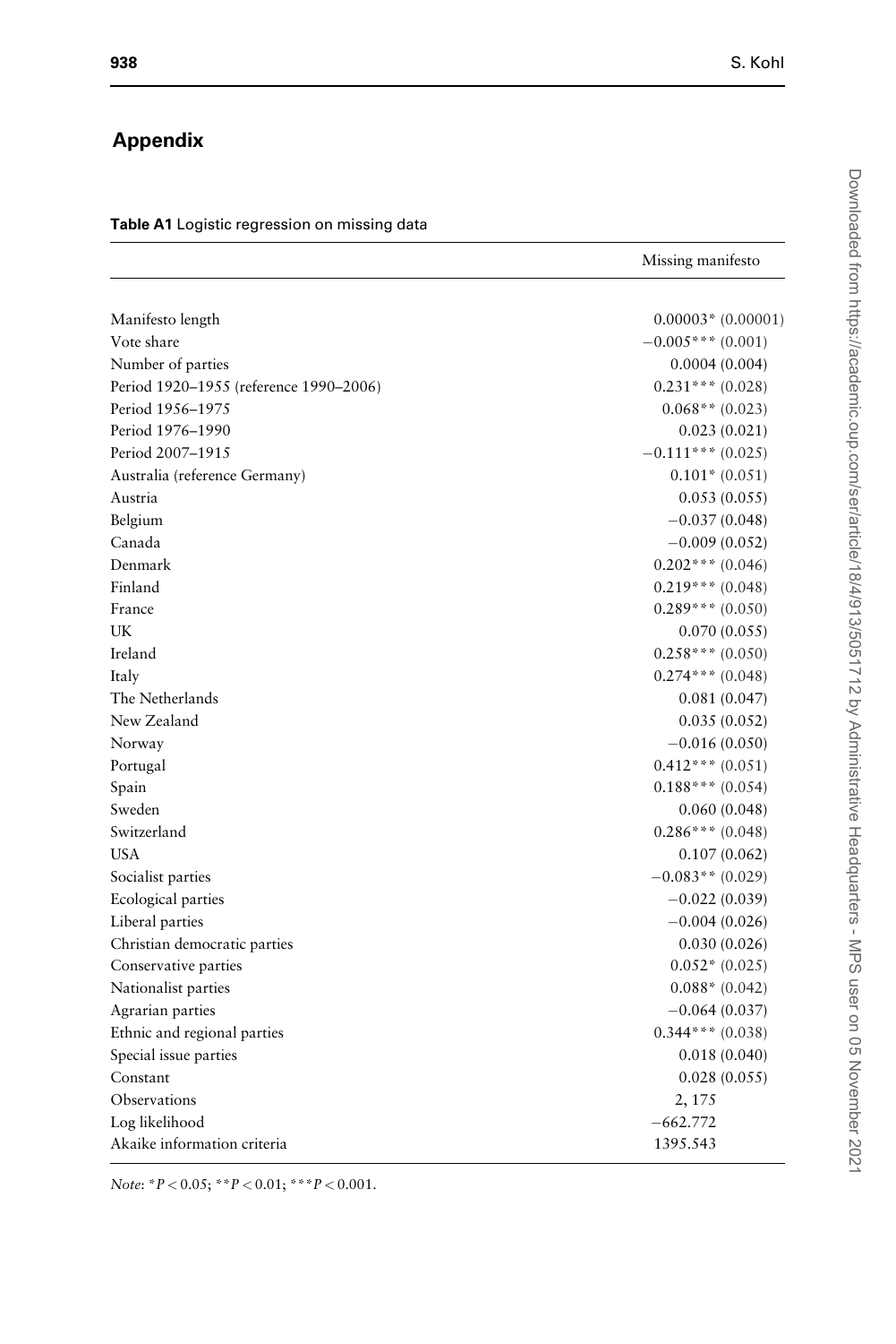## Appendix

**Table A1** Logistic regression on missing data

| | Missing manifesto |
|---|---|
| Manifesto length | 0.00003* (0.00001) |
| Vote share | −0.005*** (0.001) |
| Number of parties | 0.0004 (0.004) |
| Period 1920–1955 (reference 1990–2006) | 0.231*** (0.028) |
| Period 1956–1975 | 0.068** (0.023) |
| Period 1976–1990 | 0.023 (0.021) |
| Period 2007–1915 | −0.111*** (0.025) |
| Australia (reference Germany) | 0.101* (0.051) |
| Austria | 0.053 (0.055) |
| Belgium | −0.037 (0.048) |
| Canada | −0.009 (0.052) |
| Denmark | 0.202*** (0.046) |
| Finland | 0.219*** (0.048) |
| France | 0.289*** (0.050) |
| UK | 0.070 (0.055) |
| Ireland | 0.258*** (0.050) |
| Italy | 0.274*** (0.048) |
| The Netherlands | 0.081 (0.047) |
| New Zealand | 0.035 (0.052) |
| Norway | −0.016 (0.050) |
| Portugal | 0.412*** (0.051) |
| Spain | 0.188*** (0.054) |
| Sweden | 0.060 (0.048) |
| Switzerland | 0.286*** (0.048) |
| USA | 0.107 (0.062) |
| Socialist parties | −0.083** (0.029) |
| Ecological parties | −0.022 (0.039) |
| Liberal parties | −0.004 (0.026) |
| Christian democratic parties | 0.030 (0.026) |
| Conservative parties | 0.052* (0.025) |
| Nationalist parties | 0.088* (0.042) |
| Agrarian parties | −0.064 (0.037) |
| Ethnic and regional parties | 0.344*** (0.038) |
| Special issue parties | 0.018 (0.040) |
| Constant | 0.028 (0.055) |
| Observations | 2, 175 |
| Log likelihood | −662.772 |
| Akaike information criteria | 1395.543 |

*Note*: * $P < 0.05$; ** $P < 0.01$; *** $P < 0.001$.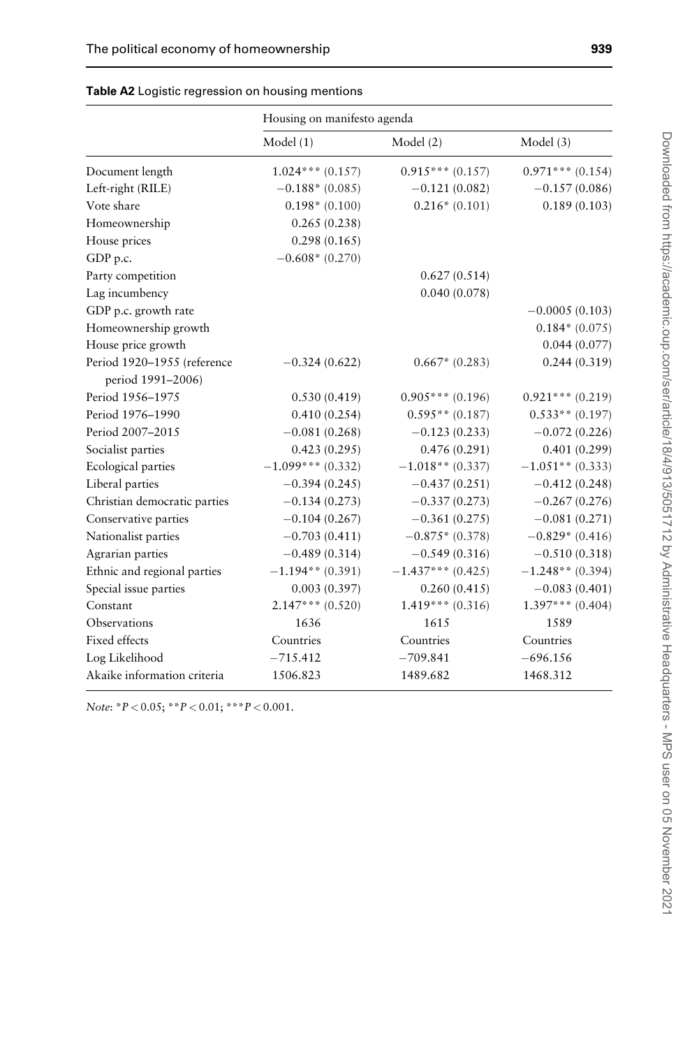**Table A2** Logistic regression on housing mentions

| | Housing on manifesto agenda | | |
|---|---|---|---|
| | Model (1) | Model (2) | Model (3) |
| Document length | 1.024*** (0.157) | 0.915*** (0.157) | 0.971*** (0.154) |
| Left-right (RILE) | −0.188* (0.085) | −0.121 (0.082) | −0.157 (0.086) |
| Vote share | 0.198* (0.100) | 0.216* (0.101) | 0.189 (0.103) |
| Homeownership | 0.265 (0.238) | | |
| House prices | 0.298 (0.165) | | |
| GDP p.c. | −0.608* (0.270) | | |
| Party competition | | 0.627 (0.514) | |
| Lag incumbency | | 0.040 (0.078) | |
| GDP p.c. growth rate | | | −0.0005 (0.103) |
| Homeownership growth | | | 0.184* (0.075) |
| House price growth | | | 0.044 (0.077) |
| Period 1920–1955 (reference period 1991–2006) | −0.324 (0.622) | 0.667* (0.283) | 0.244 (0.319) |
| Period 1956–1975 | 0.530 (0.419) | 0.905*** (0.196) | 0.921*** (0.219) |
| Period 1976–1990 | 0.410 (0.254) | 0.595** (0.187) | 0.533** (0.197) |
| Period 2007–2015 | −0.081 (0.268) | −0.123 (0.233) | −0.072 (0.226) |
| Socialist parties | 0.423 (0.295) | 0.476 (0.291) | 0.401 (0.299) |
| Ecological parties | −1.099*** (0.332) | −1.018** (0.337) | −1.051** (0.333) |
| Liberal parties | −0.394 (0.245) | −0.437 (0.251) | −0.412 (0.248) |
| Christian democratic parties | −0.134 (0.273) | −0.337 (0.273) | −0.267 (0.276) |
| Conservative parties | −0.104 (0.267) | −0.361 (0.275) | −0.081 (0.271) |
| Nationalist parties | −0.703 (0.411) | −0.875* (0.378) | −0.829* (0.416) |
| Agrarian parties | −0.489 (0.314) | −0.549 (0.316) | −0.510 (0.318) |
| Ethnic and regional parties | −1.194** (0.391) | −1.437*** (0.425) | −1.248** (0.394) |
| Special issue parties | 0.003 (0.397) | 0.260 (0.415) | −0.083 (0.401) |
| Constant | 2.147*** (0.520) | 1.419*** (0.316) | 1.397*** (0.404) |
| Observations | 1636 | 1615 | 1589 |
| Fixed effects | Countries | Countries | Countries |
| Log Likelihood | −715.412 | −709.841 | −696.156 |
| Akaike information criteria | 1506.823 | 1489.682 | 1468.312 |

*Note*: $^{*}P < 0.05$; $^{**}P < 0.01$; $^{***}P < 0.001$.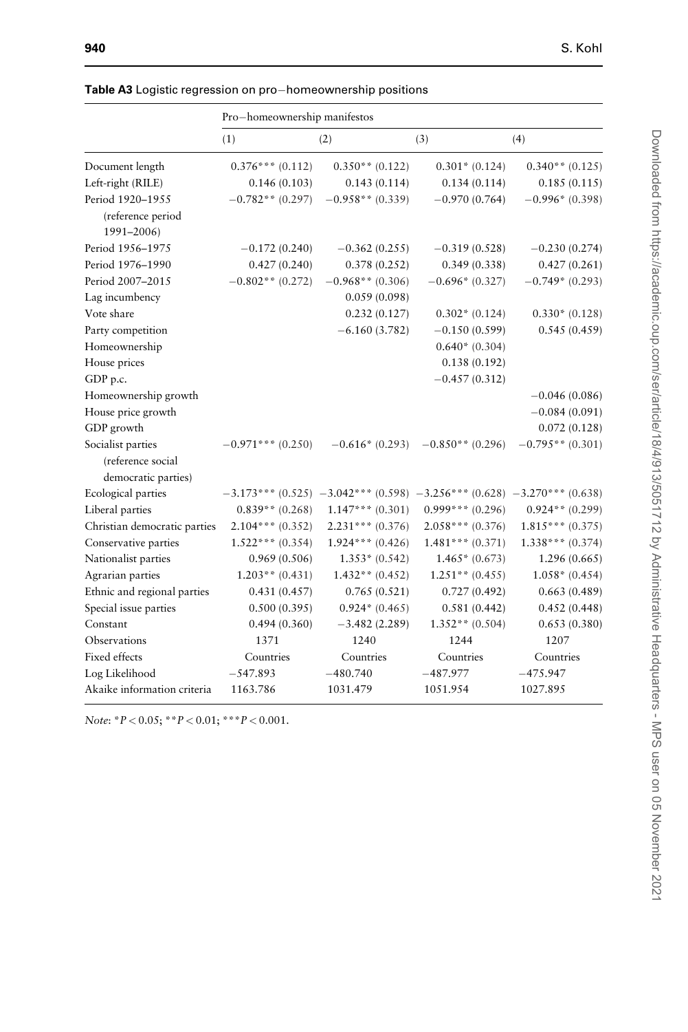**Table A3** Logistic regression on pro−homeownership positions

| | Pro−homeownership manifestos | | | |
|---|---|---|---|---|
| | (1) | (2) | (3) | (4) |
| Document length | 0.376*** (0.112) | 0.350** (0.122) | 0.301* (0.124) | 0.340** (0.125) |
| Left-right (RILE) | 0.146 (0.103) | 0.143 (0.114) | 0.134 (0.114) | 0.185 (0.115) |
| Period 1920–1955 (reference period 1991–2006) | −0.782** (0.297) | −0.958** (0.339) | −0.970 (0.764) | −0.996* (0.398) |
| Period 1956–1975 | −0.172 (0.240) | −0.362 (0.255) | −0.319 (0.528) | −0.230 (0.274) |
| Period 1976–1990 | 0.427 (0.240) | 0.378 (0.252) | 0.349 (0.338) | 0.427 (0.261) |
| Period 2007–2015 | −0.802** (0.272) | −0.968** (0.306) | −0.696* (0.327) | −0.749* (0.293) |
| Lag incumbency | | 0.059 (0.098) | | |
| Vote share | | 0.232 (0.127) | 0.302* (0.124) | 0.330* (0.128) |
| Party competition | | −6.160 (3.782) | −0.150 (0.599) | 0.545 (0.459) |
| Homeownership | | | 0.640* (0.304) | |
| House prices | | | 0.138 (0.192) | |
| GDP p.c. | | | −0.457 (0.312) | |
| Homeownership growth | | | | −0.046 (0.086) |
| House price growth | | | | −0.084 (0.091) |
| GDP growth | | | | 0.072 (0.128) |
| Socialist parties (reference social democratic parties) | −0.971*** (0.250) | −0.616* (0.293) | −0.850** (0.296) | −0.795** (0.301) |
| Ecological parties | −3.173*** (0.525) | −3.042*** (0.598) | −3.256*** (0.628) | −3.270*** (0.638) |
| Liberal parties | 0.839** (0.268) | 1.147*** (0.301) | 0.999*** (0.296) | 0.924** (0.299) |
| Christian democratic parties | 2.104*** (0.352) | 2.231*** (0.376) | 2.058*** (0.376) | 1.815*** (0.375) |
| Conservative parties | 1.522*** (0.354) | 1.924*** (0.426) | 1.481*** (0.371) | 1.338*** (0.374) |
| Nationalist parties | 0.969 (0.506) | 1.353* (0.542) | 1.465* (0.673) | 1.296 (0.665) |
| Agrarian parties | 1.203** (0.431) | 1.432** (0.452) | 1.251** (0.455) | 1.058* (0.454) |
| Ethnic and regional parties | 0.431 (0.457) | 0.765 (0.521) | 0.727 (0.492) | 0.663 (0.489) |
| Special issue parties | 0.500 (0.395) | 0.924* (0.465) | 0.581 (0.442) | 0.452 (0.448) |
| Constant | 0.494 (0.360) | −3.482 (2.289) | 1.352** (0.504) | 0.653 (0.380) |
| Observations | 1371 | 1240 | 1244 | 1207 |
| Fixed effects | Countries | Countries | Countries | Countries |
| Log Likelihood | −547.893 | −480.740 | −487.977 | −475.947 |
| Akaike information criteria | 1163.786 | 1031.479 | 1051.954 | 1027.895 |

*Note*: $^{*}P < 0.05$; $^{**}P < 0.01$; $^{***}P < 0.001$.